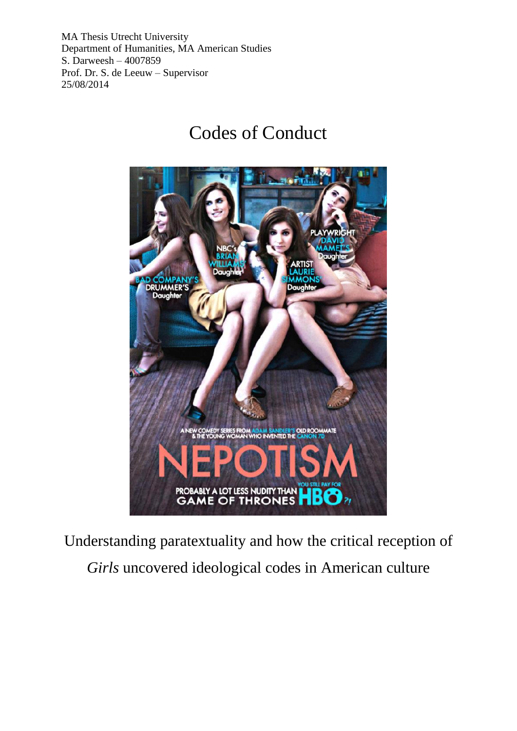MA Thesis Utrecht University
Department of Humanities, MA American Studies
S. Darweesh – 4007859
Prof. Dr. S. de Leeuw – Supervisor
25/08/2014

# Codes of Conduct

Understanding paratextuality and how the critical reception of *Girls* uncovered ideological codes in American culture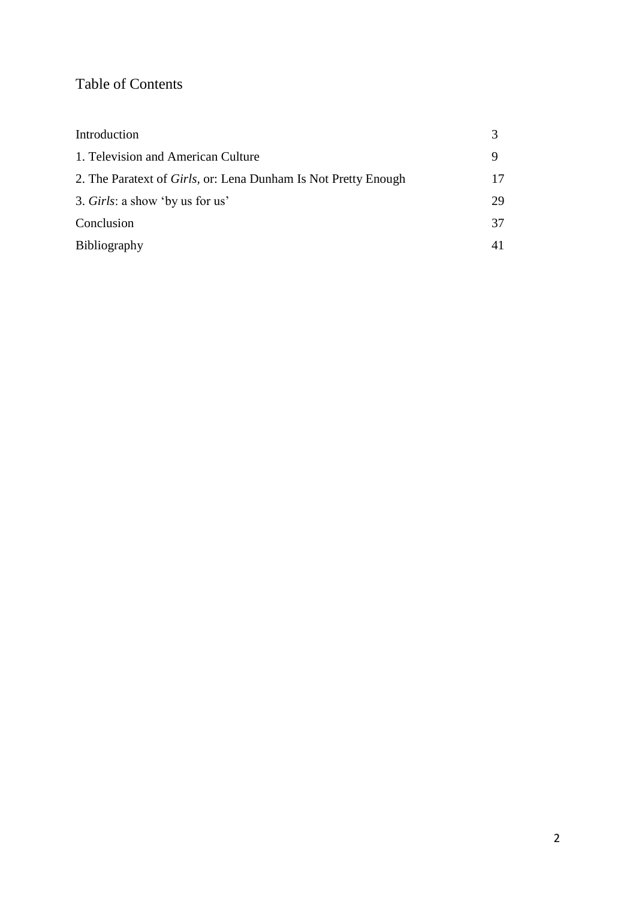# Table of Contents

| | |
|---|---|
| Introduction | 3 |
| 1. Television and American Culture | 9 |
| 2. The Paratext of *Girls*, or: Lena Dunham Is Not Pretty Enough | 17 |
| 3. *Girls*: a show 'by us for us' | 29 |
| Conclusion | 37 |
| Bibliography | 41 |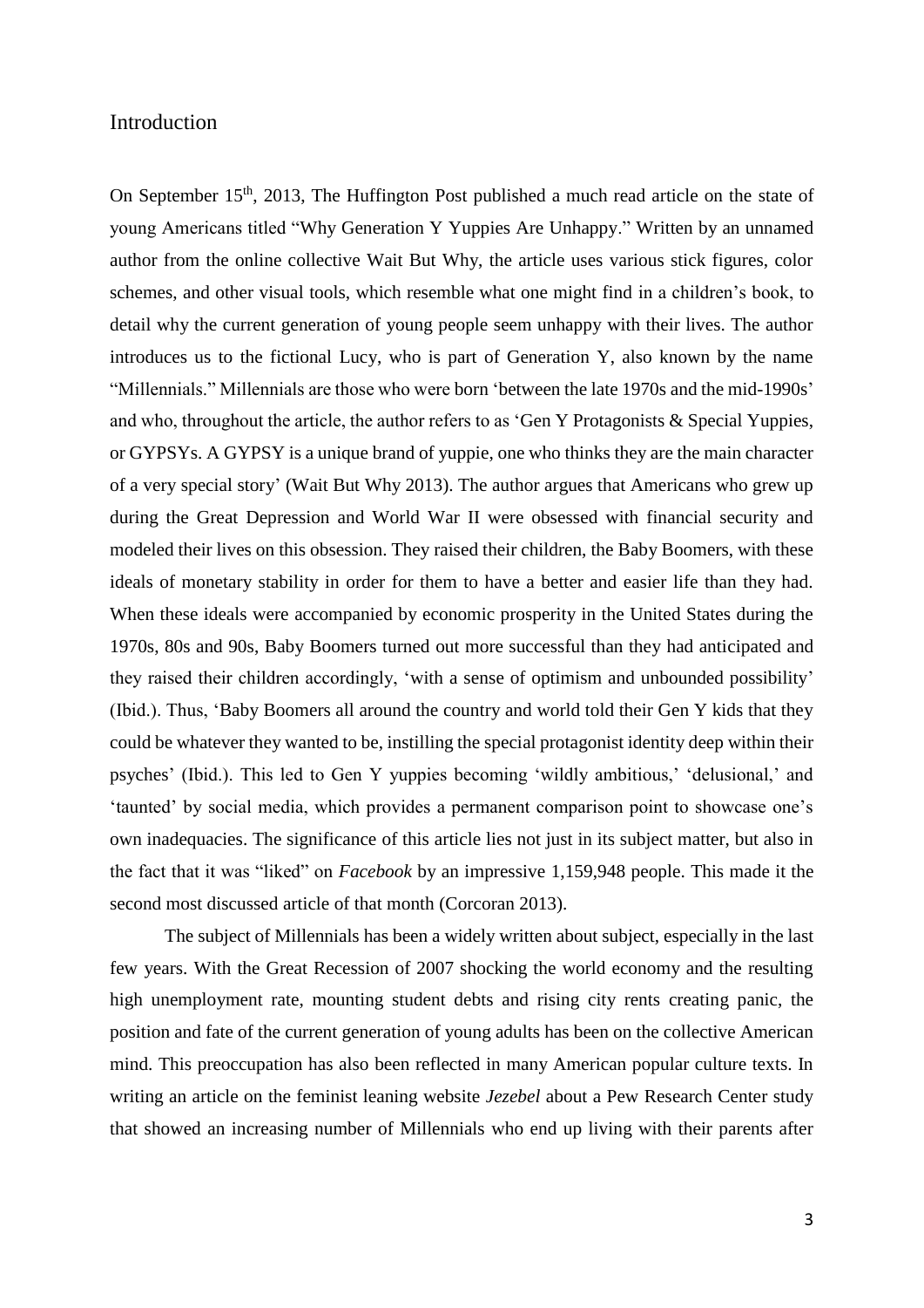# Introduction

On September 15th, 2013, The Huffington Post published a much read article on the state of young Americans titled "Why Generation Y Yuppies Are Unhappy." Written by an unnamed author from the online collective Wait But Why, the article uses various stick figures, color schemes, and other visual tools, which resemble what one might find in a children's book, to detail why the current generation of young people seem unhappy with their lives. The author introduces us to the fictional Lucy, who is part of Generation Y, also known by the name "Millennials." Millennials are those who were born 'between the late 1970s and the mid-1990s' and who, throughout the article, the author refers to as 'Gen Y Protagonists & Special Yuppies, or GYPSYs. A GYPSY is a unique brand of yuppie, one who thinks they are the main character of a very special story' (Wait But Why 2013). The author argues that Americans who grew up during the Great Depression and World War II were obsessed with financial security and modeled their lives on this obsession. They raised their children, the Baby Boomers, with these ideals of monetary stability in order for them to have a better and easier life than they had. When these ideals were accompanied by economic prosperity in the United States during the 1970s, 80s and 90s, Baby Boomers turned out more successful than they had anticipated and they raised their children accordingly, 'with a sense of optimism and unbounded possibility' (Ibid.). Thus, 'Baby Boomers all around the country and world told their Gen Y kids that they could be whatever they wanted to be, instilling the special protagonist identity deep within their psyches' (Ibid.). This led to Gen Y yuppies becoming 'wildly ambitious,' 'delusional,' and 'taunted' by social media, which provides a permanent comparison point to showcase one's own inadequacies. The significance of this article lies not just in its subject matter, but also in the fact that it was "liked" on *Facebook* by an impressive 1,159,948 people. This made it the second most discussed article of that month (Corcoran 2013).

The subject of Millennials has been a widely written about subject, especially in the last few years. With the Great Recession of 2007 shocking the world economy and the resulting high unemployment rate, mounting student debts and rising city rents creating panic, the position and fate of the current generation of young adults has been on the collective American mind. This preoccupation has also been reflected in many American popular culture texts. In writing an article on the feminist leaning website *Jezebel* about a Pew Research Center study that showed an increasing number of Millennials who end up living with their parents after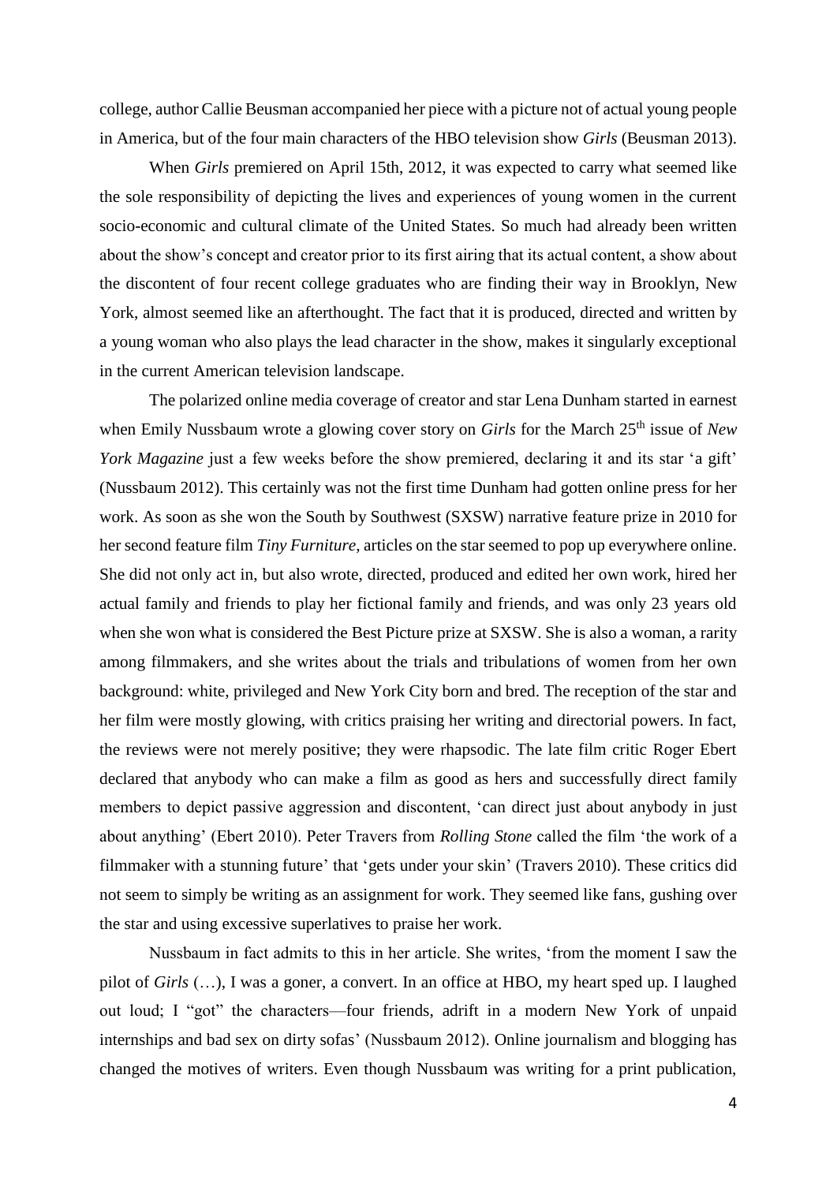college, author Callie Beusman accompanied her piece with a picture not of actual young people in America, but of the four main characters of the HBO television show *Girls* (Beusman 2013).

When *Girls* premiered on April 15th, 2012, it was expected to carry what seemed like the sole responsibility of depicting the lives and experiences of young women in the current socio-economic and cultural climate of the United States. So much had already been written about the show's concept and creator prior to its first airing that its actual content, a show about the discontent of four recent college graduates who are finding their way in Brooklyn, New York, almost seemed like an afterthought. The fact that it is produced, directed and written by a young woman who also plays the lead character in the show, makes it singularly exceptional in the current American television landscape.

The polarized online media coverage of creator and star Lena Dunham started in earnest when Emily Nussbaum wrote a glowing cover story on *Girls* for the March 25th issue of *New York Magazine* just a few weeks before the show premiered, declaring it and its star 'a gift' (Nussbaum 2012). This certainly was not the first time Dunham had gotten online press for her work. As soon as she won the South by Southwest (SXSW) narrative feature prize in 2010 for her second feature film *Tiny Furniture*, articles on the star seemed to pop up everywhere online. She did not only act in, but also wrote, directed, produced and edited her own work, hired her actual family and friends to play her fictional family and friends, and was only 23 years old when she won what is considered the Best Picture prize at SXSW. She is also a woman, a rarity among filmmakers, and she writes about the trials and tribulations of women from her own background: white, privileged and New York City born and bred. The reception of the star and her film were mostly glowing, with critics praising her writing and directorial powers. In fact, the reviews were not merely positive; they were rhapsodic. The late film critic Roger Ebert declared that anybody who can make a film as good as hers and successfully direct family members to depict passive aggression and discontent, 'can direct just about anybody in just about anything' (Ebert 2010). Peter Travers from *Rolling Stone* called the film 'the work of a filmmaker with a stunning future' that 'gets under your skin' (Travers 2010). These critics did not seem to simply be writing as an assignment for work. They seemed like fans, gushing over the star and using excessive superlatives to praise her work.

Nussbaum in fact admits to this in her article. She writes, 'from the moment I saw the pilot of *Girls* (…), I was a goner, a convert. In an office at HBO, my heart sped up. I laughed out loud; I "got" the characters—four friends, adrift in a modern New York of unpaid internships and bad sex on dirty sofas' (Nussbaum 2012). Online journalism and blogging has changed the motives of writers. Even though Nussbaum was writing for a print publication,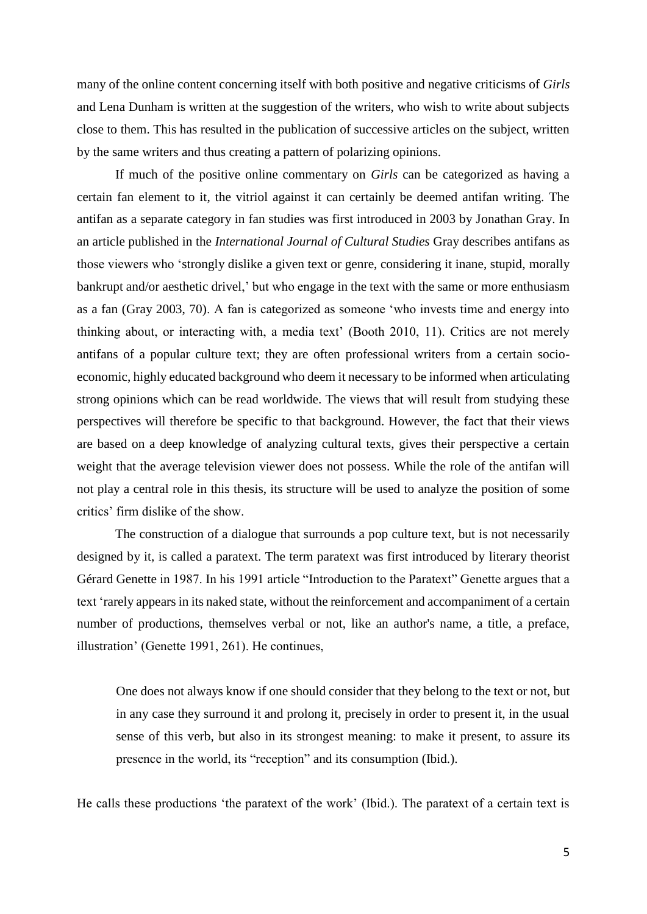many of the online content concerning itself with both positive and negative criticisms of *Girls* and Lena Dunham is written at the suggestion of the writers, who wish to write about subjects close to them. This has resulted in the publication of successive articles on the subject, written by the same writers and thus creating a pattern of polarizing opinions.

If much of the positive online commentary on *Girls* can be categorized as having a certain fan element to it, the vitriol against it can certainly be deemed antifan writing. The antifan as a separate category in fan studies was first introduced in 2003 by Jonathan Gray. In an article published in the *International Journal of Cultural Studies* Gray describes antifans as those viewers who 'strongly dislike a given text or genre, considering it inane, stupid, morally bankrupt and/or aesthetic drivel,' but who engage in the text with the same or more enthusiasm as a fan (Gray 2003, 70). A fan is categorized as someone 'who invests time and energy into thinking about, or interacting with, a media text' (Booth 2010, 11). Critics are not merely antifans of a popular culture text; they are often professional writers from a certain socio-economic, highly educated background who deem it necessary to be informed when articulating strong opinions which can be read worldwide. The views that will result from studying these perspectives will therefore be specific to that background. However, the fact that their views are based on a deep knowledge of analyzing cultural texts, gives their perspective a certain weight that the average television viewer does not possess. While the role of the antifan will not play a central role in this thesis, its structure will be used to analyze the position of some critics' firm dislike of the show.

The construction of a dialogue that surrounds a pop culture text, but is not necessarily designed by it, is called a paratext. The term paratext was first introduced by literary theorist Gérard Genette in 1987. In his 1991 article "Introduction to the Paratext" Genette argues that a text 'rarely appears in its naked state, without the reinforcement and accompaniment of a certain number of productions, themselves verbal or not, like an author's name, a title, a preface, illustration' (Genette 1991, 261). He continues,

> One does not always know if one should consider that they belong to the text or not, but in any case they surround it and prolong it, precisely in order to present it, in the usual sense of this verb, but also in its strongest meaning: to make it present, to assure its presence in the world, its "reception" and its consumption (Ibid.).

He calls these productions 'the paratext of the work' (Ibid.). The paratext of a certain text is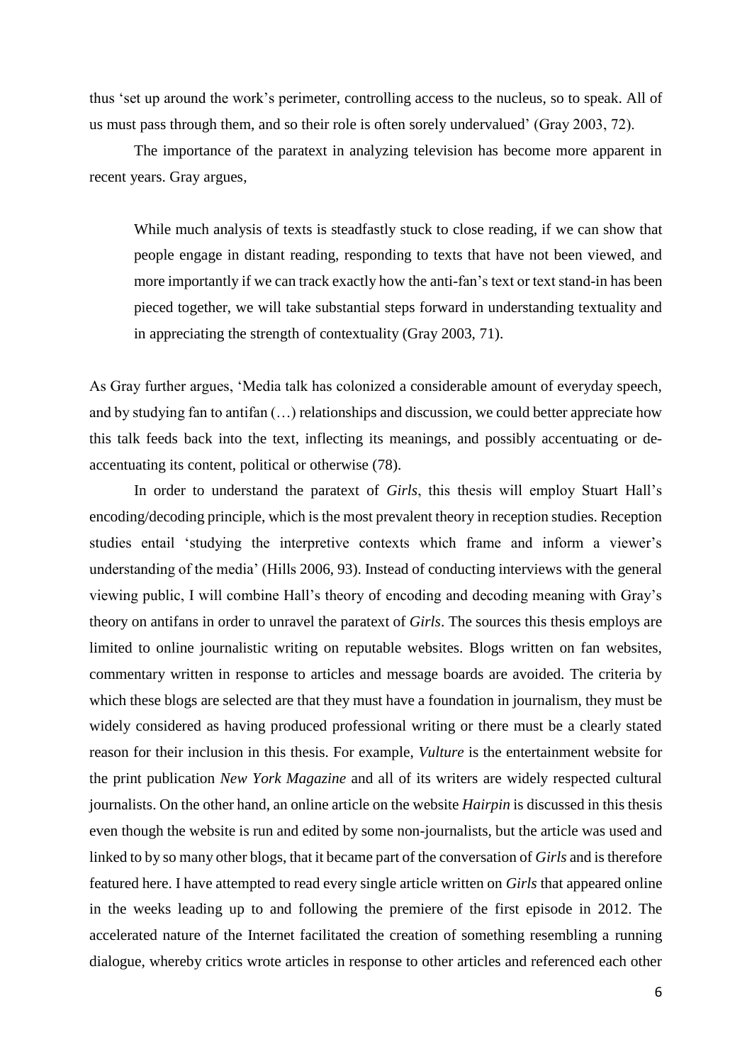thus 'set up around the work's perimeter, controlling access to the nucleus, so to speak. All of us must pass through them, and so their role is often sorely undervalued' (Gray 2003, 72).

The importance of the paratext in analyzing television has become more apparent in recent years. Gray argues,

> While much analysis of texts is steadfastly stuck to close reading, if we can show that people engage in distant reading, responding to texts that have not been viewed, and more importantly if we can track exactly how the anti-fan's text or text stand-in has been pieced together, we will take substantial steps forward in understanding textuality and in appreciating the strength of contextuality (Gray 2003, 71).

As Gray further argues, 'Media talk has colonized a considerable amount of everyday speech, and by studying fan to antifan (…) relationships and discussion, we could better appreciate how this talk feeds back into the text, inflecting its meanings, and possibly accentuating or de-accentuating its content, political or otherwise (78).

In order to understand the paratext of *Girls*, this thesis will employ Stuart Hall's encoding/decoding principle, which is the most prevalent theory in reception studies. Reception studies entail 'studying the interpretive contexts which frame and inform a viewer's understanding of the media' (Hills 2006, 93). Instead of conducting interviews with the general viewing public, I will combine Hall's theory of encoding and decoding meaning with Gray's theory on antifans in order to unravel the paratext of *Girls*. The sources this thesis employs are limited to online journalistic writing on reputable websites. Blogs written on fan websites, commentary written in response to articles and message boards are avoided. The criteria by which these blogs are selected are that they must have a foundation in journalism, they must be widely considered as having produced professional writing or there must be a clearly stated reason for their inclusion in this thesis. For example, *Vulture* is the entertainment website for the print publication *New York Magazine* and all of its writers are widely respected cultural journalists. On the other hand, an online article on the website *Hairpin* is discussed in this thesis even though the website is run and edited by some non-journalists, but the article was used and linked to by so many other blogs, that it became part of the conversation of *Girls* and is therefore featured here. I have attempted to read every single article written on *Girls* that appeared online in the weeks leading up to and following the premiere of the first episode in 2012. The accelerated nature of the Internet facilitated the creation of something resembling a running dialogue, whereby critics wrote articles in response to other articles and referenced each other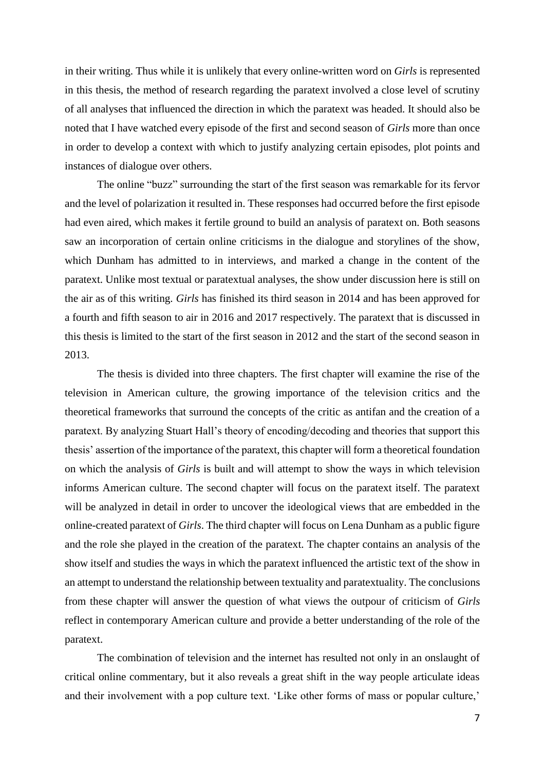in their writing. Thus while it is unlikely that every online-written word on *Girls* is represented in this thesis, the method of research regarding the paratext involved a close level of scrutiny of all analyses that influenced the direction in which the paratext was headed. It should also be noted that I have watched every episode of the first and second season of *Girls* more than once in order to develop a context with which to justify analyzing certain episodes, plot points and instances of dialogue over others.

The online "buzz" surrounding the start of the first season was remarkable for its fervor and the level of polarization it resulted in. These responses had occurred before the first episode had even aired, which makes it fertile ground to build an analysis of paratext on. Both seasons saw an incorporation of certain online criticisms in the dialogue and storylines of the show, which Dunham has admitted to in interviews, and marked a change in the content of the paratext. Unlike most textual or paratextual analyses, the show under discussion here is still on the air as of this writing. *Girls* has finished its third season in 2014 and has been approved for a fourth and fifth season to air in 2016 and 2017 respectively. The paratext that is discussed in this thesis is limited to the start of the first season in 2012 and the start of the second season in 2013.

The thesis is divided into three chapters. The first chapter will examine the rise of the television in American culture, the growing importance of the television critics and the theoretical frameworks that surround the concepts of the critic as antifan and the creation of a paratext. By analyzing Stuart Hall's theory of encoding/decoding and theories that support this thesis' assertion of the importance of the paratext, this chapter will form a theoretical foundation on which the analysis of *Girls* is built and will attempt to show the ways in which television informs American culture. The second chapter will focus on the paratext itself. The paratext will be analyzed in detail in order to uncover the ideological views that are embedded in the online-created paratext of *Girls*. The third chapter will focus on Lena Dunham as a public figure and the role she played in the creation of the paratext. The chapter contains an analysis of the show itself and studies the ways in which the paratext influenced the artistic text of the show in an attempt to understand the relationship between textuality and paratextuality. The conclusions from these chapter will answer the question of what views the outpour of criticism of *Girls* reflect in contemporary American culture and provide a better understanding of the role of the paratext.

The combination of television and the internet has resulted not only in an onslaught of critical online commentary, but it also reveals a great shift in the way people articulate ideas and their involvement with a pop culture text. 'Like other forms of mass or popular culture,'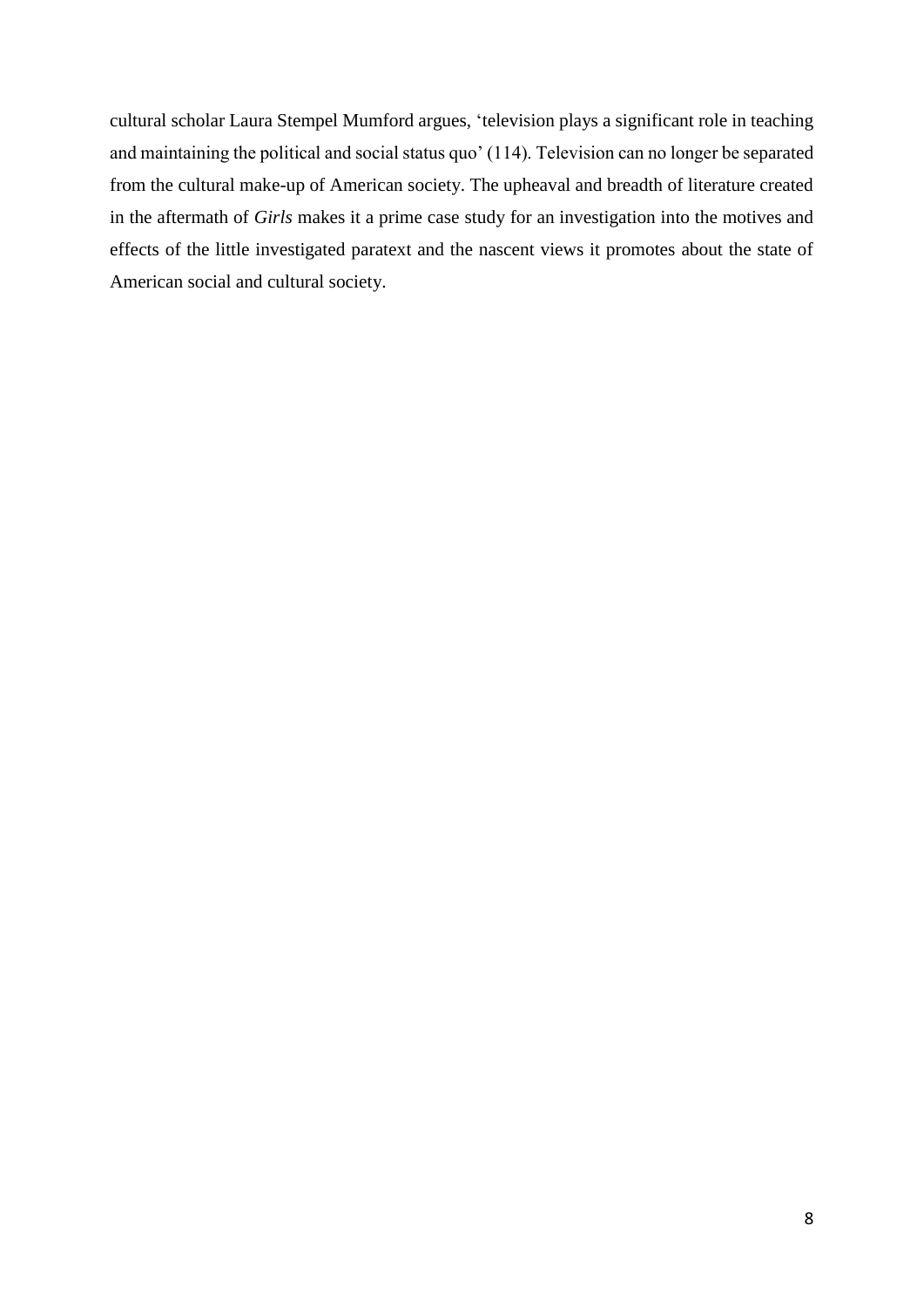cultural scholar Laura Stempel Mumford argues, 'television plays a significant role in teaching and maintaining the political and social status quo' (114). Television can no longer be separated from the cultural make-up of American society. The upheaval and breadth of literature created in the aftermath of *Girls* makes it a prime case study for an investigation into the motives and effects of the little investigated paratext and the nascent views it promotes about the state of American social and cultural society.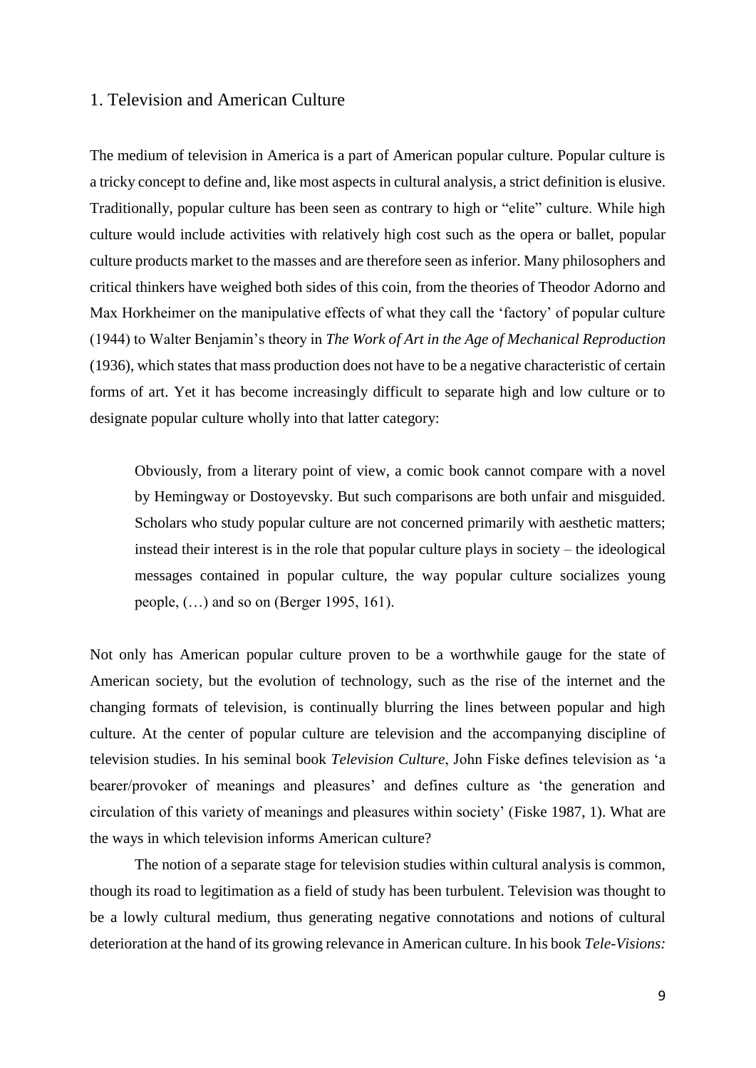## 1. Television and American Culture

The medium of television in America is a part of American popular culture. Popular culture is a tricky concept to define and, like most aspects in cultural analysis, a strict definition is elusive. Traditionally, popular culture has been seen as contrary to high or "elite" culture. While high culture would include activities with relatively high cost such as the opera or ballet, popular culture products market to the masses and are therefore seen as inferior. Many philosophers and critical thinkers have weighed both sides of this coin, from the theories of Theodor Adorno and Max Horkheimer on the manipulative effects of what they call the 'factory' of popular culture (1944) to Walter Benjamin's theory in *The Work of Art in the Age of Mechanical Reproduction* (1936), which states that mass production does not have to be a negative characteristic of certain forms of art. Yet it has become increasingly difficult to separate high and low culture or to designate popular culture wholly into that latter category:

> Obviously, from a literary point of view, a comic book cannot compare with a novel by Hemingway or Dostoyevsky. But such comparisons are both unfair and misguided. Scholars who study popular culture are not concerned primarily with aesthetic matters; instead their interest is in the role that popular culture plays in society – the ideological messages contained in popular culture, the way popular culture socializes young people, (…) and so on (Berger 1995, 161).

Not only has American popular culture proven to be a worthwhile gauge for the state of American society, but the evolution of technology, such as the rise of the internet and the changing formats of television, is continually blurring the lines between popular and high culture. At the center of popular culture are television and the accompanying discipline of television studies. In his seminal book *Television Culture*, John Fiske defines television as 'a bearer/provoker of meanings and pleasures' and defines culture as 'the generation and circulation of this variety of meanings and pleasures within society' (Fiske 1987, 1). What are the ways in which television informs American culture?

The notion of a separate stage for television studies within cultural analysis is common, though its road to legitimation as a field of study has been turbulent. Television was thought to be a lowly cultural medium, thus generating negative connotations and notions of cultural deterioration at the hand of its growing relevance in American culture. In his book *Tele-Visions:*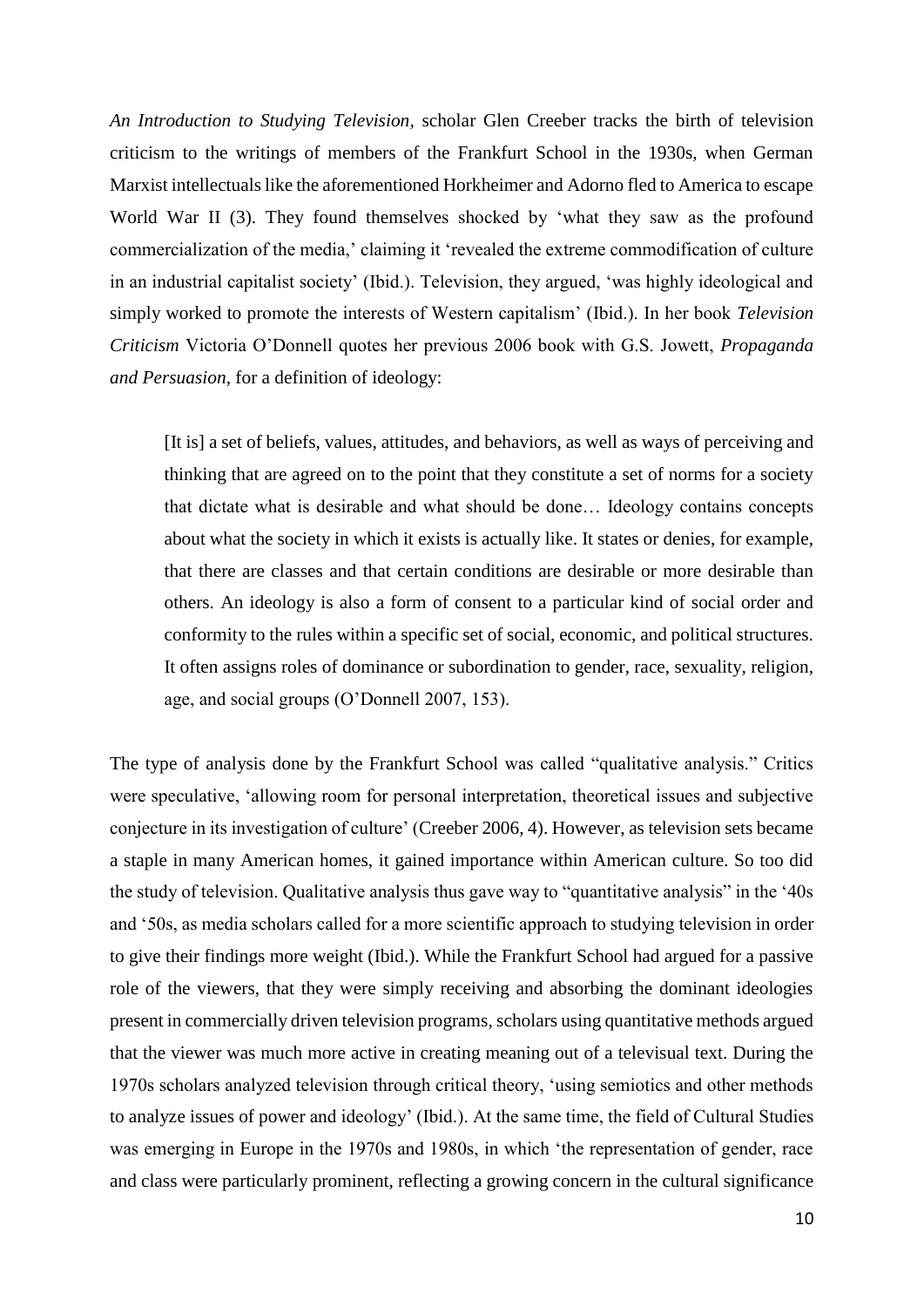*An Introduction to Studying Television*, scholar Glen Creeber tracks the birth of television criticism to the writings of members of the Frankfurt School in the 1930s, when German Marxist intellectuals like the aforementioned Horkheimer and Adorno fled to America to escape World War II (3). They found themselves shocked by 'what they saw as the profound commercialization of the media,' claiming it 'revealed the extreme commodification of culture in an industrial capitalist society' (Ibid.). Television, they argued, 'was highly ideological and simply worked to promote the interests of Western capitalism' (Ibid.). In her book *Television Criticism* Victoria O'Donnell quotes her previous 2006 book with G.S. Jowett, *Propaganda and Persuasion*, for a definition of ideology:

> [It is] a set of beliefs, values, attitudes, and behaviors, as well as ways of perceiving and thinking that are agreed on to the point that they constitute a set of norms for a society that dictate what is desirable and what should be done… Ideology contains concepts about what the society in which it exists is actually like. It states or denies, for example, that there are classes and that certain conditions are desirable or more desirable than others. An ideology is also a form of consent to a particular kind of social order and conformity to the rules within a specific set of social, economic, and political structures. It often assigns roles of dominance or subordination to gender, race, sexuality, religion, age, and social groups (O'Donnell 2007, 153).

The type of analysis done by the Frankfurt School was called "qualitative analysis." Critics were speculative, 'allowing room for personal interpretation, theoretical issues and subjective conjecture in its investigation of culture' (Creeber 2006, 4). However, as television sets became a staple in many American homes, it gained importance within American culture. So too did the study of television. Qualitative analysis thus gave way to "quantitative analysis" in the '40s and '50s, as media scholars called for a more scientific approach to studying television in order to give their findings more weight (Ibid.). While the Frankfurt School had argued for a passive role of the viewers, that they were simply receiving and absorbing the dominant ideologies present in commercially driven television programs, scholars using quantitative methods argued that the viewer was much more active in creating meaning out of a televisual text. During the 1970s scholars analyzed television through critical theory, 'using semiotics and other methods to analyze issues of power and ideology' (Ibid.). At the same time, the field of Cultural Studies was emerging in Europe in the 1970s and 1980s, in which 'the representation of gender, race and class were particularly prominent, reflecting a growing concern in the cultural significance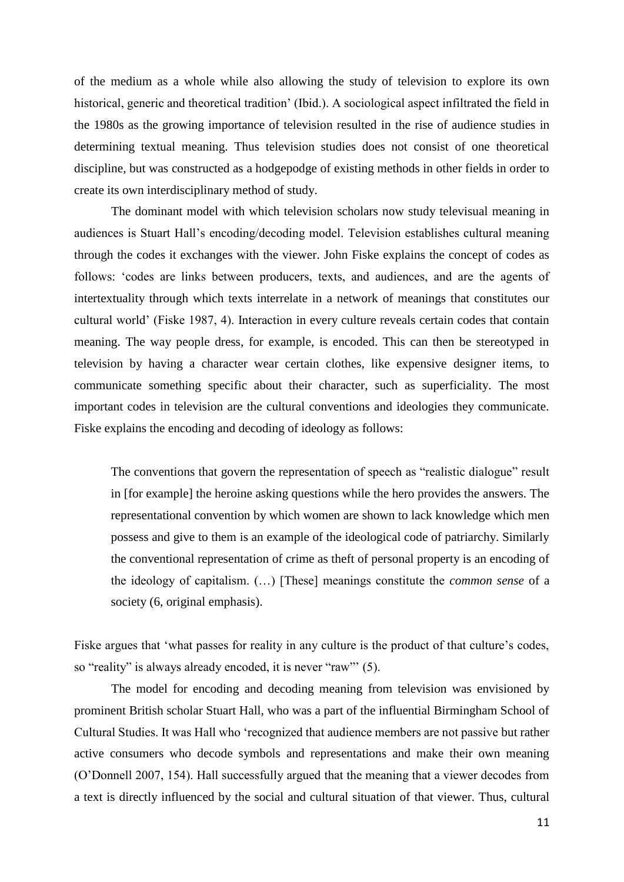of the medium as a whole while also allowing the study of television to explore its own historical, generic and theoretical tradition' (Ibid.). A sociological aspect infiltrated the field in the 1980s as the growing importance of television resulted in the rise of audience studies in determining textual meaning. Thus television studies does not consist of one theoretical discipline, but was constructed as a hodgepodge of existing methods in other fields in order to create its own interdisciplinary method of study.

The dominant model with which television scholars now study televisual meaning in audiences is Stuart Hall's encoding/decoding model. Television establishes cultural meaning through the codes it exchanges with the viewer. John Fiske explains the concept of codes as follows: 'codes are links between producers, texts, and audiences, and are the agents of intertextuality through which texts interrelate in a network of meanings that constitutes our cultural world' (Fiske 1987, 4). Interaction in every culture reveals certain codes that contain meaning. The way people dress, for example, is encoded. This can then be stereotyped in television by having a character wear certain clothes, like expensive designer items, to communicate something specific about their character, such as superficiality. The most important codes in television are the cultural conventions and ideologies they communicate. Fiske explains the encoding and decoding of ideology as follows:

> The conventions that govern the representation of speech as "realistic dialogue" result in [for example] the heroine asking questions while the hero provides the answers. The representational convention by which women are shown to lack knowledge which men possess and give to them is an example of the ideological code of patriarchy. Similarly the conventional representation of crime as theft of personal property is an encoding of the ideology of capitalism. (…) [These] meanings constitute the *common sense* of a society (6, original emphasis).

Fiske argues that 'what passes for reality in any culture is the product of that culture's codes, so "reality" is always already encoded, it is never "raw"' (5).

The model for encoding and decoding meaning from television was envisioned by prominent British scholar Stuart Hall, who was a part of the influential Birmingham School of Cultural Studies. It was Hall who 'recognized that audience members are not passive but rather active consumers who decode symbols and representations and make their own meaning (O'Donnell 2007, 154). Hall successfully argued that the meaning that a viewer decodes from a text is directly influenced by the social and cultural situation of that viewer. Thus, cultural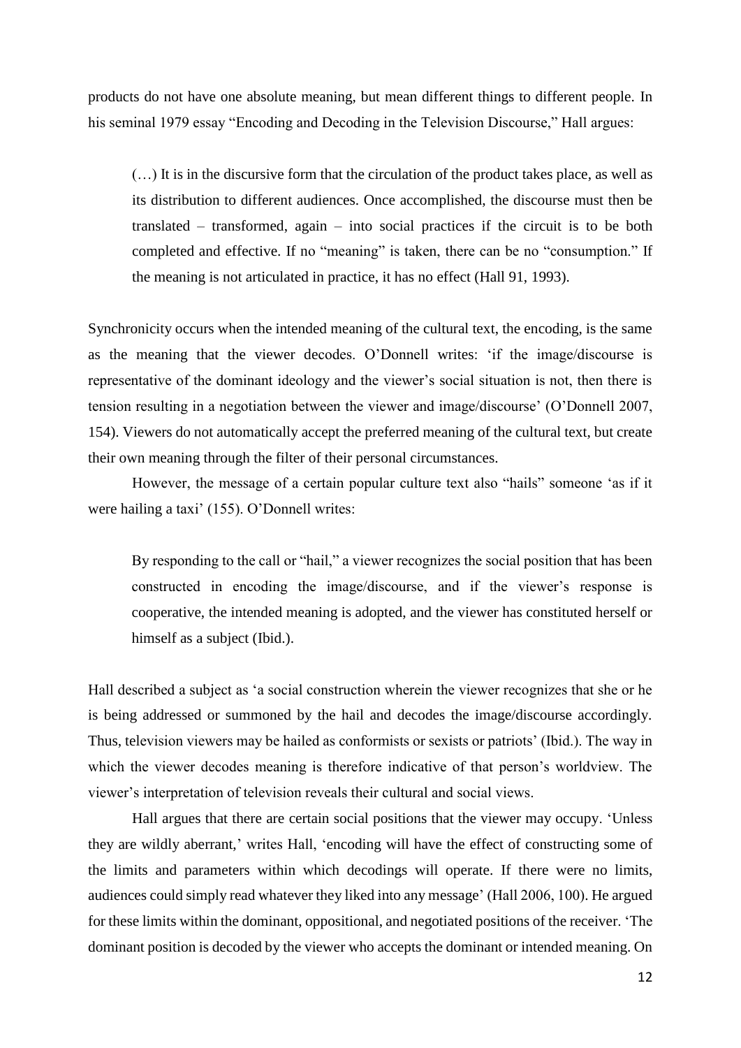products do not have one absolute meaning, but mean different things to different people. In his seminal 1979 essay "Encoding and Decoding in the Television Discourse," Hall argues:

> (…) It is in the discursive form that the circulation of the product takes place, as well as its distribution to different audiences. Once accomplished, the discourse must then be translated – transformed, again – into social practices if the circuit is to be both completed and effective. If no "meaning" is taken, there can be no "consumption." If the meaning is not articulated in practice, it has no effect (Hall 91, 1993).

Synchronicity occurs when the intended meaning of the cultural text, the encoding, is the same as the meaning that the viewer decodes. O'Donnell writes: 'if the image/discourse is representative of the dominant ideology and the viewer's social situation is not, then there is tension resulting in a negotiation between the viewer and image/discourse' (O'Donnell 2007, 154). Viewers do not automatically accept the preferred meaning of the cultural text, but create their own meaning through the filter of their personal circumstances.

However, the message of a certain popular culture text also "hails" someone 'as if it were hailing a taxi' (155). O'Donnell writes:

> By responding to the call or "hail," a viewer recognizes the social position that has been constructed in encoding the image/discourse, and if the viewer's response is cooperative, the intended meaning is adopted, and the viewer has constituted herself or himself as a subject (Ibid.).

Hall described a subject as 'a social construction wherein the viewer recognizes that she or he is being addressed or summoned by the hail and decodes the image/discourse accordingly. Thus, television viewers may be hailed as conformists or sexists or patriots' (Ibid.). The way in which the viewer decodes meaning is therefore indicative of that person's worldview. The viewer's interpretation of television reveals their cultural and social views.

Hall argues that there are certain social positions that the viewer may occupy. 'Unless they are wildly aberrant,' writes Hall, 'encoding will have the effect of constructing some of the limits and parameters within which decodings will operate. If there were no limits, audiences could simply read whatever they liked into any message' (Hall 2006, 100). He argued for these limits within the dominant, oppositional, and negotiated positions of the receiver. 'The dominant position is decoded by the viewer who accepts the dominant or intended meaning. On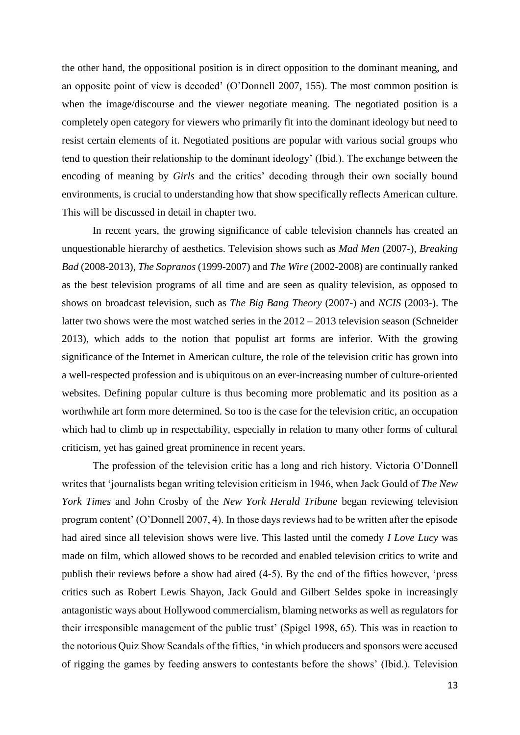the other hand, the oppositional position is in direct opposition to the dominant meaning, and an opposite point of view is decoded' (O'Donnell 2007, 155). The most common position is when the image/discourse and the viewer negotiate meaning. The negotiated position is a completely open category for viewers who primarily fit into the dominant ideology but need to resist certain elements of it. Negotiated positions are popular with various social groups who tend to question their relationship to the dominant ideology' (Ibid.). The exchange between the encoding of meaning by *Girls* and the critics' decoding through their own socially bound environments, is crucial to understanding how that show specifically reflects American culture. This will be discussed in detail in chapter two.

In recent years, the growing significance of cable television channels has created an unquestionable hierarchy of aesthetics. Television shows such as *Mad Men* (2007-), *Breaking Bad* (2008-2013), *The Sopranos* (1999-2007) and *The Wire* (2002-2008) are continually ranked as the best television programs of all time and are seen as quality television, as opposed to shows on broadcast television, such as *The Big Bang Theory* (2007-) and *NCIS* (2003-). The latter two shows were the most watched series in the 2012 – 2013 television season (Schneider 2013), which adds to the notion that populist art forms are inferior. With the growing significance of the Internet in American culture, the role of the television critic has grown into a well-respected profession and is ubiquitous on an ever-increasing number of culture-oriented websites. Defining popular culture is thus becoming more problematic and its position as a worthwhile art form more determined. So too is the case for the television critic, an occupation which had to climb up in respectability, especially in relation to many other forms of cultural criticism, yet has gained great prominence in recent years.

The profession of the television critic has a long and rich history. Victoria O'Donnell writes that 'journalists began writing television criticism in 1946, when Jack Gould of *The New York Times* and John Crosby of the *New York Herald Tribune* began reviewing television program content' (O'Donnell 2007, 4). In those days reviews had to be written after the episode had aired since all television shows were live. This lasted until the comedy *I Love Lucy* was made on film, which allowed shows to be recorded and enabled television critics to write and publish their reviews before a show had aired (4-5). By the end of the fifties however, 'press critics such as Robert Lewis Shayon, Jack Gould and Gilbert Seldes spoke in increasingly antagonistic ways about Hollywood commercialism, blaming networks as well as regulators for their irresponsible management of the public trust' (Spigel 1998, 65). This was in reaction to the notorious Quiz Show Scandals of the fifties, 'in which producers and sponsors were accused of rigging the games by feeding answers to contestants before the shows' (Ibid.). Television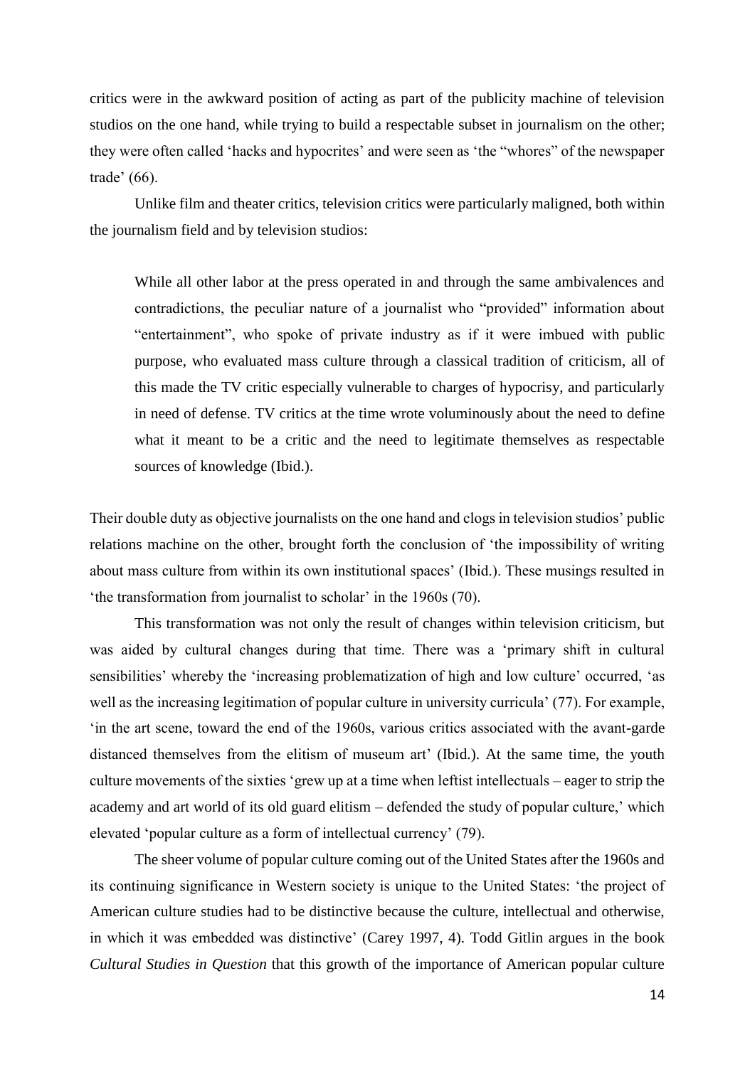critics were in the awkward position of acting as part of the publicity machine of television studios on the one hand, while trying to build a respectable subset in journalism on the other; they were often called 'hacks and hypocrites' and were seen as 'the "whores" of the newspaper trade' (66).

Unlike film and theater critics, television critics were particularly maligned, both within the journalism field and by television studios:

> While all other labor at the press operated in and through the same ambivalences and contradictions, the peculiar nature of a journalist who "provided" information about "entertainment", who spoke of private industry as if it were imbued with public purpose, who evaluated mass culture through a classical tradition of criticism, all of this made the TV critic especially vulnerable to charges of hypocrisy, and particularly in need of defense. TV critics at the time wrote voluminously about the need to define what it meant to be a critic and the need to legitimate themselves as respectable sources of knowledge (Ibid.).

Their double duty as objective journalists on the one hand and clogs in television studios' public relations machine on the other, brought forth the conclusion of 'the impossibility of writing about mass culture from within its own institutional spaces' (Ibid.). These musings resulted in 'the transformation from journalist to scholar' in the 1960s (70).

This transformation was not only the result of changes within television criticism, but was aided by cultural changes during that time. There was a 'primary shift in cultural sensibilities' whereby the 'increasing problematization of high and low culture' occurred, 'as well as the increasing legitimation of popular culture in university curricula' (77). For example, 'in the art scene, toward the end of the 1960s, various critics associated with the avant-garde distanced themselves from the elitism of museum art' (Ibid.). At the same time, the youth culture movements of the sixties 'grew up at a time when leftist intellectuals – eager to strip the academy and art world of its old guard elitism – defended the study of popular culture,' which elevated 'popular culture as a form of intellectual currency' (79).

The sheer volume of popular culture coming out of the United States after the 1960s and its continuing significance in Western society is unique to the United States: 'the project of American culture studies had to be distinctive because the culture, intellectual and otherwise, in which it was embedded was distinctive' (Carey 1997, 4). Todd Gitlin argues in the book *Cultural Studies in Question* that this growth of the importance of American popular culture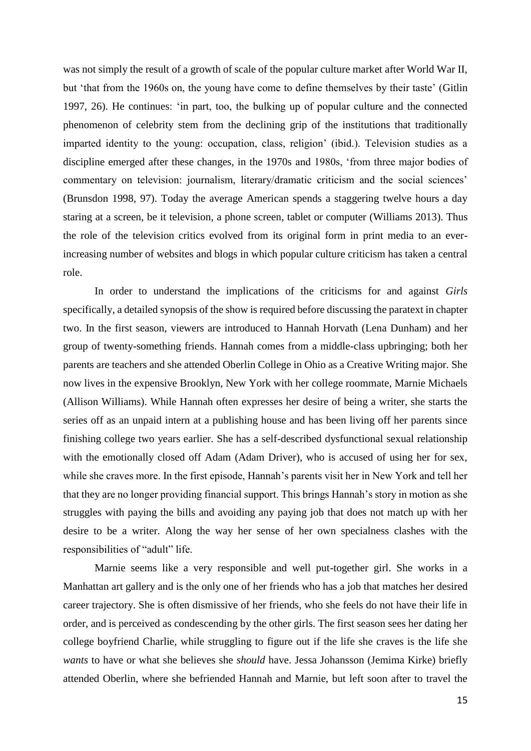was not simply the result of a growth of scale of the popular culture market after World War II, but 'that from the 1960s on, the young have come to define themselves by their taste' (Gitlin 1997, 26). He continues: 'in part, too, the bulking up of popular culture and the connected phenomenon of celebrity stem from the declining grip of the institutions that traditionally imparted identity to the young: occupation, class, religion' (ibid.). Television studies as a discipline emerged after these changes, in the 1970s and 1980s, 'from three major bodies of commentary on television: journalism, literary/dramatic criticism and the social sciences' (Brunsdon 1998, 97). Today the average American spends a staggering twelve hours a day staring at a screen, be it television, a phone screen, tablet or computer (Williams 2013). Thus the role of the television critics evolved from its original form in print media to an ever-increasing number of websites and blogs in which popular culture criticism has taken a central role.

In order to understand the implications of the criticisms for and against *Girls* specifically, a detailed synopsis of the show is required before discussing the paratext in chapter two. In the first season, viewers are introduced to Hannah Horvath (Lena Dunham) and her group of twenty-something friends. Hannah comes from a middle-class upbringing; both her parents are teachers and she attended Oberlin College in Ohio as a Creative Writing major. She now lives in the expensive Brooklyn, New York with her college roommate, Marnie Michaels (Allison Williams). While Hannah often expresses her desire of being a writer, she starts the series off as an unpaid intern at a publishing house and has been living off her parents since finishing college two years earlier. She has a self-described dysfunctional sexual relationship with the emotionally closed off Adam (Adam Driver), who is accused of using her for sex, while she craves more. In the first episode, Hannah's parents visit her in New York and tell her that they are no longer providing financial support. This brings Hannah's story in motion as she struggles with paying the bills and avoiding any paying job that does not match up with her desire to be a writer. Along the way her sense of her own specialness clashes with the responsibilities of "adult" life.

Marnie seems like a very responsible and well put-together girl. She works in a Manhattan art gallery and is the only one of her friends who has a job that matches her desired career trajectory. She is often dismissive of her friends, who she feels do not have their life in order, and is perceived as condescending by the other girls. The first season sees her dating her college boyfriend Charlie, while struggling to figure out if the life she craves is the life she *wants* to have or what she believes she *should* have. Jessa Johansson (Jemima Kirke) briefly attended Oberlin, where she befriended Hannah and Marnie, but left soon after to travel the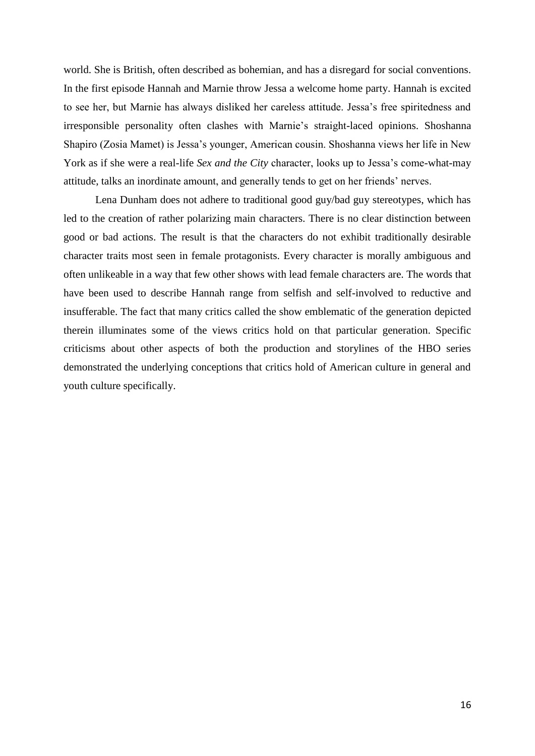world. She is British, often described as bohemian, and has a disregard for social conventions. In the first episode Hannah and Marnie throw Jessa a welcome home party. Hannah is excited to see her, but Marnie has always disliked her careless attitude. Jessa's free spiritedness and irresponsible personality often clashes with Marnie's straight-laced opinions. Shoshanna Shapiro (Zosia Mamet) is Jessa's younger, American cousin. Shoshanna views her life in New York as if she were a real-life *Sex and the City* character, looks up to Jessa's come-what-may attitude, talks an inordinate amount, and generally tends to get on her friends' nerves.

Lena Dunham does not adhere to traditional good guy/bad guy stereotypes, which has led to the creation of rather polarizing main characters. There is no clear distinction between good or bad actions. The result is that the characters do not exhibit traditionally desirable character traits most seen in female protagonists. Every character is morally ambiguous and often unlikeable in a way that few other shows with lead female characters are. The words that have been used to describe Hannah range from selfish and self-involved to reductive and insufferable. The fact that many critics called the show emblematic of the generation depicted therein illuminates some of the views critics hold on that particular generation. Specific criticisms about other aspects of both the production and storylines of the HBO series demonstrated the underlying conceptions that critics hold of American culture in general and youth culture specifically.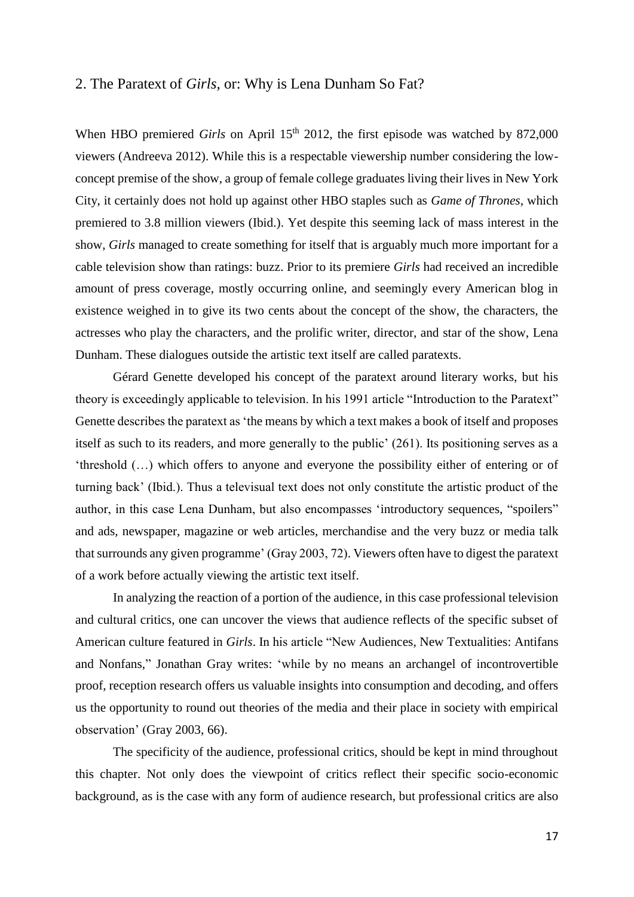## 2. The Paratext of *Girls*, or: Why is Lena Dunham So Fat?

When HBO premiered *Girls* on April 15th 2012, the first episode was watched by 872,000 viewers (Andreeva 2012). While this is a respectable viewership number considering the low-concept premise of the show, a group of female college graduates living their lives in New York City, it certainly does not hold up against other HBO staples such as *Game of Thrones*, which premiered to 3.8 million viewers (Ibid.). Yet despite this seeming lack of mass interest in the show, *Girls* managed to create something for itself that is arguably much more important for a cable television show than ratings: buzz. Prior to its premiere *Girls* had received an incredible amount of press coverage, mostly occurring online, and seemingly every American blog in existence weighed in to give its two cents about the concept of the show, the characters, the actresses who play the characters, and the prolific writer, director, and star of the show, Lena Dunham. These dialogues outside the artistic text itself are called paratexts.

Gérard Genette developed his concept of the paratext around literary works, but his theory is exceedingly applicable to television. In his 1991 article "Introduction to the Paratext" Genette describes the paratext as 'the means by which a text makes a book of itself and proposes itself as such to its readers, and more generally to the public' (261). Its positioning serves as a 'threshold (…) which offers to anyone and everyone the possibility either of entering or of turning back' (Ibid.). Thus a televisual text does not only constitute the artistic product of the author, in this case Lena Dunham, but also encompasses 'introductory sequences, "spoilers" and ads, newspaper, magazine or web articles, merchandise and the very buzz or media talk that surrounds any given programme' (Gray 2003, 72). Viewers often have to digest the paratext of a work before actually viewing the artistic text itself.

In analyzing the reaction of a portion of the audience, in this case professional television and cultural critics, one can uncover the views that audience reflects of the specific subset of American culture featured in *Girls*. In his article "New Audiences, New Textualities: Antifans and Nonfans," Jonathan Gray writes: 'while by no means an archangel of incontrovertible proof, reception research offers us valuable insights into consumption and decoding, and offers us the opportunity to round out theories of the media and their place in society with empirical observation' (Gray 2003, 66).

The specificity of the audience, professional critics, should be kept in mind throughout this chapter. Not only does the viewpoint of critics reflect their specific socio-economic background, as is the case with any form of audience research, but professional critics are also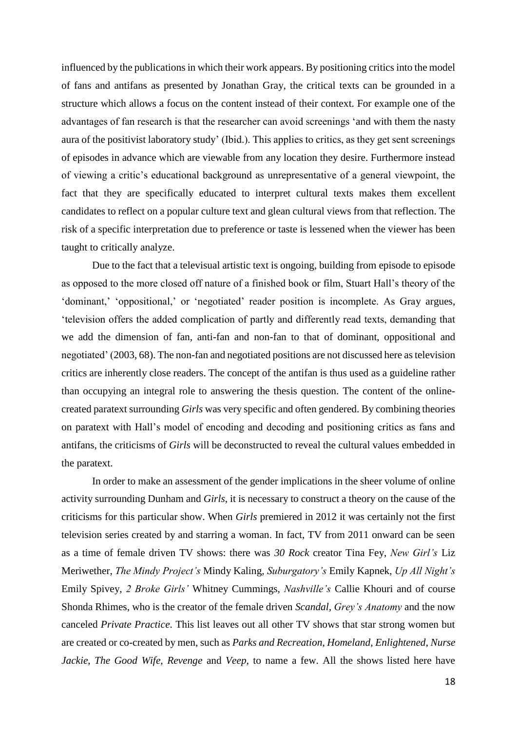influenced by the publications in which their work appears. By positioning critics into the model of fans and antifans as presented by Jonathan Gray, the critical texts can be grounded in a structure which allows a focus on the content instead of their context. For example one of the advantages of fan research is that the researcher can avoid screenings 'and with them the nasty aura of the positivist laboratory study' (Ibid.). This applies to critics, as they get sent screenings of episodes in advance which are viewable from any location they desire. Furthermore instead of viewing a critic's educational background as unrepresentative of a general viewpoint, the fact that they are specifically educated to interpret cultural texts makes them excellent candidates to reflect on a popular culture text and glean cultural views from that reflection. The risk of a specific interpretation due to preference or taste is lessened when the viewer has been taught to critically analyze.

Due to the fact that a televisual artistic text is ongoing, building from episode to episode as opposed to the more closed off nature of a finished book or film, Stuart Hall's theory of the 'dominant,' 'oppositional,' or 'negotiated' reader position is incomplete. As Gray argues, 'television offers the added complication of partly and differently read texts, demanding that we add the dimension of fan, anti-fan and non-fan to that of dominant, oppositional and negotiated' (2003, 68). The non-fan and negotiated positions are not discussed here as television critics are inherently close readers. The concept of the antifan is thus used as a guideline rather than occupying an integral role to answering the thesis question. The content of the online-created paratext surrounding *Girls* was very specific and often gendered. By combining theories on paratext with Hall's model of encoding and decoding and positioning critics as fans and antifans, the criticisms of *Girls* will be deconstructed to reveal the cultural values embedded in the paratext.

In order to make an assessment of the gender implications in the sheer volume of online activity surrounding Dunham and *Girls*, it is necessary to construct a theory on the cause of the criticisms for this particular show. When *Girls* premiered in 2012 it was certainly not the first television series created by and starring a woman. In fact, TV from 2011 onward can be seen as a time of female driven TV shows: there was *30 Rock* creator Tina Fey, *New Girl's* Liz Meriwether, *The Mindy Project's* Mindy Kaling, *Suburgatory's* Emily Kapnek, *Up All Night's* Emily Spivey, *2 Broke Girls'* Whitney Cummings, *Nashville's* Callie Khouri and of course Shonda Rhimes, who is the creator of the female driven *Scandal*, *Grey's Anatomy* and the now canceled *Private Practice*. This list leaves out all other TV shows that star strong women but are created or co-created by men, such as *Parks and Recreation*, *Homeland*, *Enlightened*, *Nurse Jackie*, *The Good Wife, Revenge* and *Veep,* to name a few. All the shows listed here have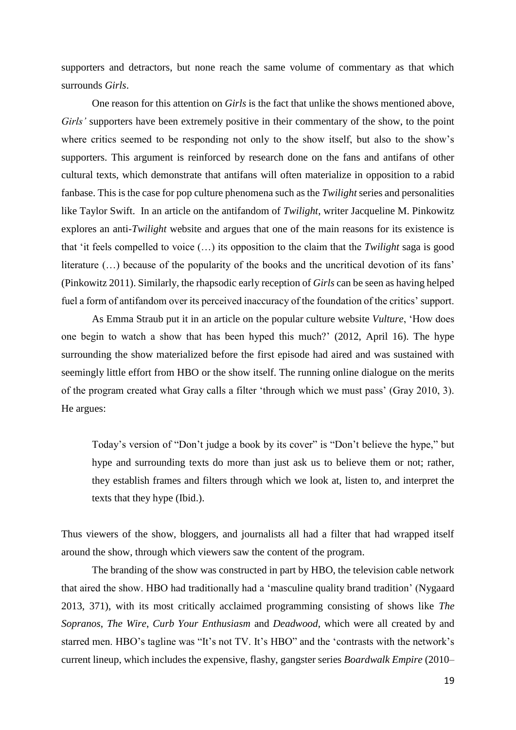supporters and detractors, but none reach the same volume of commentary as that which surrounds *Girls*.

One reason for this attention on *Girls* is the fact that unlike the shows mentioned above, *Girls'* supporters have been extremely positive in their commentary of the show, to the point where critics seemed to be responding not only to the show itself, but also to the show's supporters. This argument is reinforced by research done on the fans and antifans of other cultural texts, which demonstrate that antifans will often materialize in opposition to a rabid fanbase. This is the case for pop culture phenomena such as the *Twilight* series and personalities like Taylor Swift. In an article on the antifandom of *Twilight*, writer Jacqueline M. Pinkowitz explores an anti-*Twilight* website and argues that one of the main reasons for its existence is that 'it feels compelled to voice (…) its opposition to the claim that the *Twilight* saga is good literature (…) because of the popularity of the books and the uncritical devotion of its fans' (Pinkowitz 2011). Similarly, the rhapsodic early reception of *Girls* can be seen as having helped fuel a form of antifandom over its perceived inaccuracy of the foundation of the critics' support.

As Emma Straub put it in an article on the popular culture website *Vulture*, 'How does one begin to watch a show that has been hyped this much?' (2012, April 16). The hype surrounding the show materialized before the first episode had aired and was sustained with seemingly little effort from HBO or the show itself. The running online dialogue on the merits of the program created what Gray calls a filter 'through which we must pass' (Gray 2010, 3). He argues:

> Today's version of "Don't judge a book by its cover" is "Don't believe the hype," but hype and surrounding texts do more than just ask us to believe them or not; rather, they establish frames and filters through which we look at, listen to, and interpret the texts that they hype (Ibid.).

Thus viewers of the show, bloggers, and journalists all had a filter that had wrapped itself around the show, through which viewers saw the content of the program.

The branding of the show was constructed in part by HBO, the television cable network that aired the show. HBO had traditionally had a 'masculine quality brand tradition' (Nygaard 2013, 371), with its most critically acclaimed programming consisting of shows like *The Sopranos*, *The Wire*, *Curb Your Enthusiasm* and *Deadwood*, which were all created by and starred men. HBO's tagline was "It's not TV. It's HBO" and the 'contrasts with the network's current lineup, which includes the expensive, flashy, gangster series *Boardwalk Empire* (2010–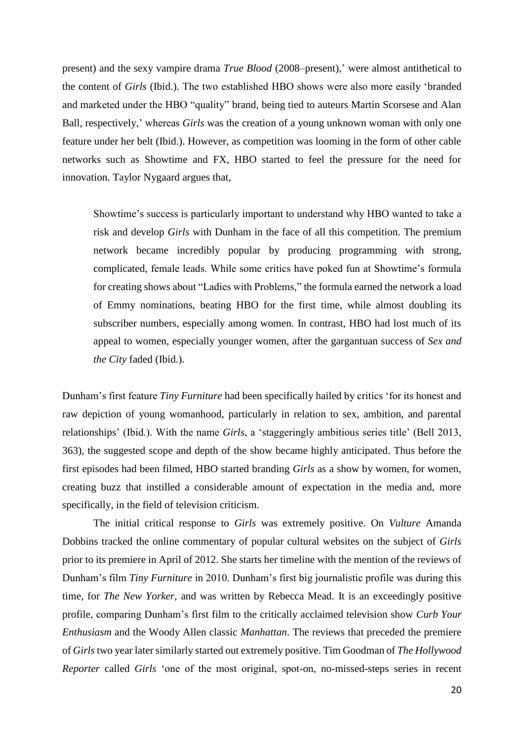present) and the sexy vampire drama *True Blood* (2008–present),' were almost antithetical to the content of *Girls* (Ibid.). The two established HBO shows were also more easily 'branded and marketed under the HBO "quality" brand, being tied to auteurs Martin Scorsese and Alan Ball, respectively,' whereas *Girls* was the creation of a young unknown woman with only one feature under her belt (Ibid.). However, as competition was looming in the form of other cable networks such as Showtime and FX, HBO started to feel the pressure for the need for innovation. Taylor Nygaard argues that,

> Showtime's success is particularly important to understand why HBO wanted to take a risk and develop *Girls* with Dunham in the face of all this competition. The premium network became incredibly popular by producing programming with strong, complicated, female leads. While some critics have poked fun at Showtime's formula for creating shows about "Ladies with Problems," the formula earned the network a load of Emmy nominations, beating HBO for the first time, while almost doubling its subscriber numbers, especially among women. In contrast, HBO had lost much of its appeal to women, especially younger women, after the gargantuan success of *Sex and the City* faded (Ibid.).

Dunham's first feature *Tiny Furniture* had been specifically hailed by critics 'for its honest and raw depiction of young womanhood, particularly in relation to sex, ambition, and parental relationships' (Ibid.). With the name *Girls*, a 'staggeringly ambitious series title' (Bell 2013, 363), the suggested scope and depth of the show became highly anticipated. Thus before the first episodes had been filmed, HBO started branding *Girls* as a show by women, for women, creating buzz that instilled a considerable amount of expectation in the media and, more specifically, in the field of television criticism.

The initial critical response to *Girls* was extremely positive. On *Vulture* Amanda Dobbins tracked the online commentary of popular cultural websites on the subject of *Girls* prior to its premiere in April of 2012. She starts her timeline with the mention of the reviews of Dunham's film *Tiny Furniture* in 2010. Dunham's first big journalistic profile was during this time, for *The New Yorker,* and was written by Rebecca Mead. It is an exceedingly positive profile, comparing Dunham's first film to the critically acclaimed television show *Curb Your Enthusiasm* and the Woody Allen classic *Manhattan*. The reviews that preceded the premiere of *Girls* two year later similarly started out extremely positive. Tim Goodman of *The Hollywood Reporter* called *Girls* 'one of the most original, spot-on, no-missed-steps series in recent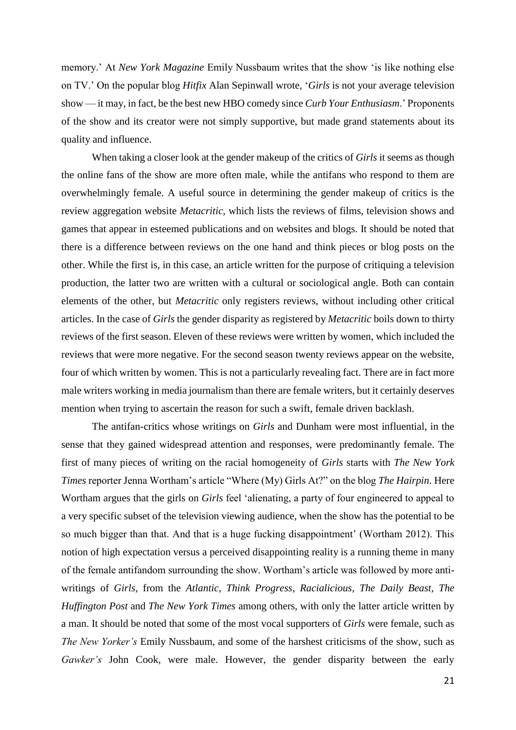memory.' At *New York Magazine* Emily Nussbaum writes that the show 'is like nothing else on TV.' On the popular blog *Hitfix* Alan Sepinwall wrote, '*Girls* is not your average television show — it may, in fact, be the best new HBO comedy since *Curb Your Enthusiasm*.' Proponents of the show and its creator were not simply supportive, but made grand statements about its quality and influence.

When taking a closer look at the gender makeup of the critics of *Girls* it seems as though the online fans of the show are more often male, while the antifans who respond to them are overwhelmingly female. A useful source in determining the gender makeup of critics is the review aggregation website *Metacritic,* which lists the reviews of films, television shows and games that appear in esteemed publications and on websites and blogs. It should be noted that there is a difference between reviews on the one hand and think pieces or blog posts on the other. While the first is, in this case, an article written for the purpose of critiquing a television production, the latter two are written with a cultural or sociological angle. Both can contain elements of the other, but *Metacritic* only registers reviews, without including other critical articles. In the case of *Girls* the gender disparity as registered by *Metacritic* boils down to thirty reviews of the first season. Eleven of these reviews were written by women, which included the reviews that were more negative. For the second season twenty reviews appear on the website, four of which written by women. This is not a particularly revealing fact. There are in fact more male writers working in media journalism than there are female writers, but it certainly deserves mention when trying to ascertain the reason for such a swift, female driven backlash.

The antifan-critics whose writings on *Girls* and Dunham were most influential, in the sense that they gained widespread attention and responses, were predominantly female. The first of many pieces of writing on the racial homogeneity of *Girls* starts with *The New York Times* reporter Jenna Wortham's article "Where (My) Girls At?" on the blog *The Hairpin*. Here Wortham argues that the girls on *Girls* feel 'alienating, a party of four engineered to appeal to a very specific subset of the television viewing audience, when the show has the potential to be so much bigger than that. And that is a huge fucking disappointment' (Wortham 2012). This notion of high expectation versus a perceived disappointing reality is a running theme in many of the female antifandom surrounding the show. Wortham's article was followed by more anti-writings of *Girls*, from the *Atlantic*, *Think Progress*, *Racialicious*, *The Daily Beast*, *The Huffington Post* and *The New York Times* among others, with only the latter article written by a man. It should be noted that some of the most vocal supporters of *Girls* were female, such as *The New Yorker's* Emily Nussbaum, and some of the harshest criticisms of the show, such as *Gawker's* John Cook, were male. However, the gender disparity between the early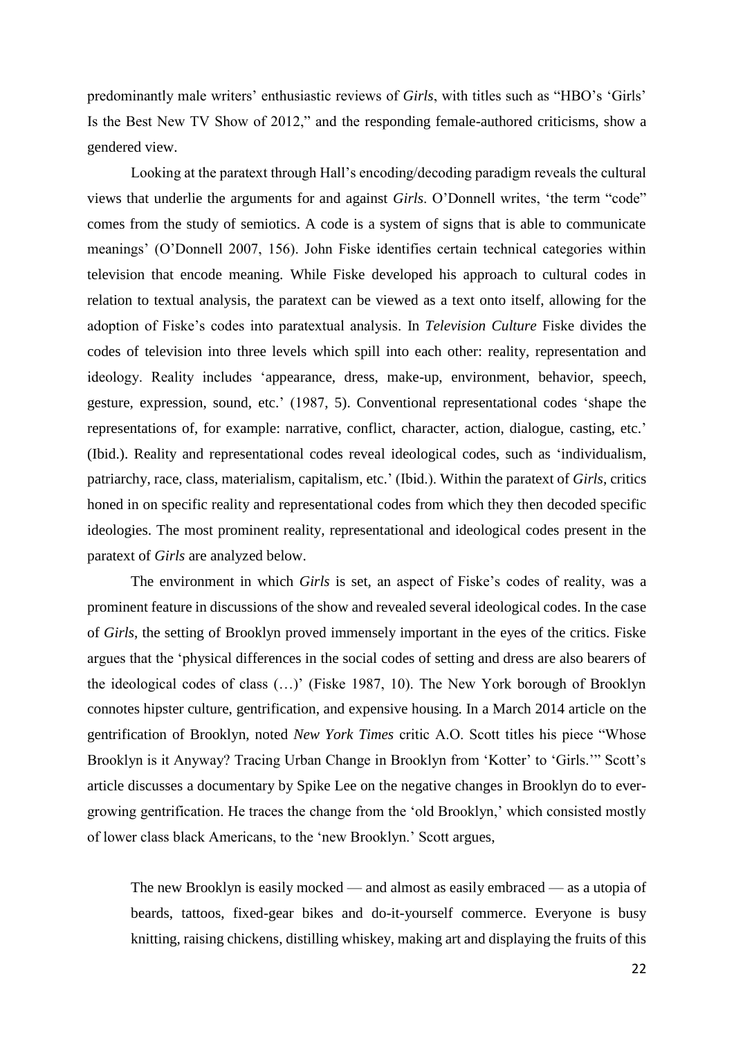predominantly male writers' enthusiastic reviews of *Girls*, with titles such as "HBO's 'Girls' Is the Best New TV Show of 2012," and the responding female-authored criticisms, show a gendered view.

Looking at the paratext through Hall's encoding/decoding paradigm reveals the cultural views that underlie the arguments for and against *Girls*. O'Donnell writes, 'the term "code" comes from the study of semiotics. A code is a system of signs that is able to communicate meanings' (O'Donnell 2007, 156). John Fiske identifies certain technical categories within television that encode meaning. While Fiske developed his approach to cultural codes in relation to textual analysis, the paratext can be viewed as a text onto itself, allowing for the adoption of Fiske's codes into paratextual analysis. In *Television Culture* Fiske divides the codes of television into three levels which spill into each other: reality, representation and ideology. Reality includes 'appearance, dress, make-up, environment, behavior, speech, gesture, expression, sound, etc.' (1987, 5). Conventional representational codes 'shape the representations of, for example: narrative, conflict, character, action, dialogue, casting, etc.' (Ibid.). Reality and representational codes reveal ideological codes, such as 'individualism, patriarchy, race, class, materialism, capitalism, etc.' (Ibid.). Within the paratext of *Girls*, critics honed in on specific reality and representational codes from which they then decoded specific ideologies. The most prominent reality, representational and ideological codes present in the paratext of *Girls* are analyzed below.

The environment in which *Girls* is set, an aspect of Fiske's codes of reality, was a prominent feature in discussions of the show and revealed several ideological codes. In the case of *Girls*, the setting of Brooklyn proved immensely important in the eyes of the critics. Fiske argues that the 'physical differences in the social codes of setting and dress are also bearers of the ideological codes of class (…)' (Fiske 1987, 10). The New York borough of Brooklyn connotes hipster culture, gentrification, and expensive housing. In a March 2014 article on the gentrification of Brooklyn, noted *New York Times* critic A.O. Scott titles his piece "Whose Brooklyn is it Anyway? Tracing Urban Change in Brooklyn from 'Kotter' to 'Girls.'" Scott's article discusses a documentary by Spike Lee on the negative changes in Brooklyn do to ever-growing gentrification. He traces the change from the 'old Brooklyn,' which consisted mostly of lower class black Americans, to the 'new Brooklyn.' Scott argues,

> The new Brooklyn is easily mocked — and almost as easily embraced — as a utopia of beards, tattoos, fixed-gear bikes and do-it-yourself commerce. Everyone is busy knitting, raising chickens, distilling whiskey, making art and displaying the fruits of this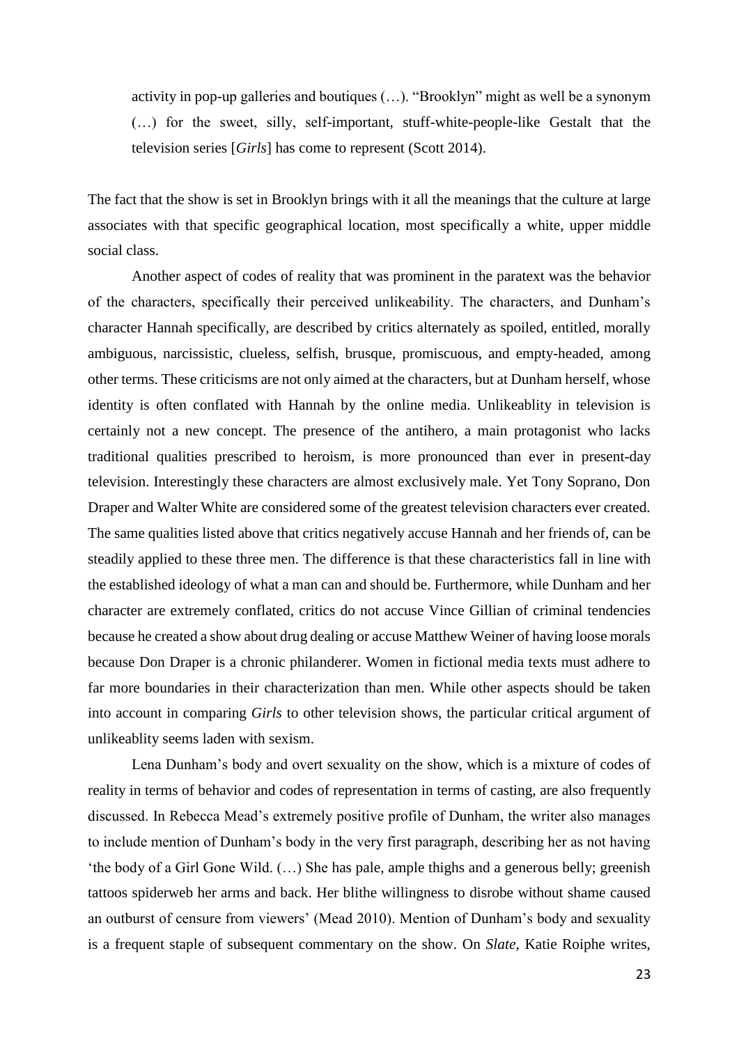> activity in pop-up galleries and boutiques (…). "Brooklyn" might as well be a synonym (…) for the sweet, silly, self-important, stuff-white-people-like Gestalt that the television series [*Girls*] has come to represent (Scott 2014).

The fact that the show is set in Brooklyn brings with it all the meanings that the culture at large associates with that specific geographical location, most specifically a white, upper middle social class.

Another aspect of codes of reality that was prominent in the paratext was the behavior of the characters, specifically their perceived unlikeability. The characters, and Dunham's character Hannah specifically, are described by critics alternately as spoiled, entitled, morally ambiguous, narcissistic, clueless, selfish, brusque, promiscuous, and empty-headed, among other terms. These criticisms are not only aimed at the characters, but at Dunham herself, whose identity is often conflated with Hannah by the online media. Unlikeablity in television is certainly not a new concept. The presence of the antihero, a main protagonist who lacks traditional qualities prescribed to heroism, is more pronounced than ever in present-day television. Interestingly these characters are almost exclusively male. Yet Tony Soprano, Don Draper and Walter White are considered some of the greatest television characters ever created. The same qualities listed above that critics negatively accuse Hannah and her friends of, can be steadily applied to these three men. The difference is that these characteristics fall in line with the established ideology of what a man can and should be. Furthermore, while Dunham and her character are extremely conflated, critics do not accuse Vince Gillian of criminal tendencies because he created a show about drug dealing or accuse Matthew Weiner of having loose morals because Don Draper is a chronic philanderer. Women in fictional media texts must adhere to far more boundaries in their characterization than men. While other aspects should be taken into account in comparing *Girls* to other television shows, the particular critical argument of unlikeablity seems laden with sexism.

Lena Dunham's body and overt sexuality on the show, which is a mixture of codes of reality in terms of behavior and codes of representation in terms of casting, are also frequently discussed. In Rebecca Mead's extremely positive profile of Dunham, the writer also manages to include mention of Dunham's body in the very first paragraph, describing her as not having 'the body of a Girl Gone Wild. (…) She has pale, ample thighs and a generous belly; greenish tattoos spiderweb her arms and back. Her blithe willingness to disrobe without shame caused an outburst of censure from viewers' (Mead 2010). Mention of Dunham's body and sexuality is a frequent staple of subsequent commentary on the show. On *Slate*, Katie Roiphe writes,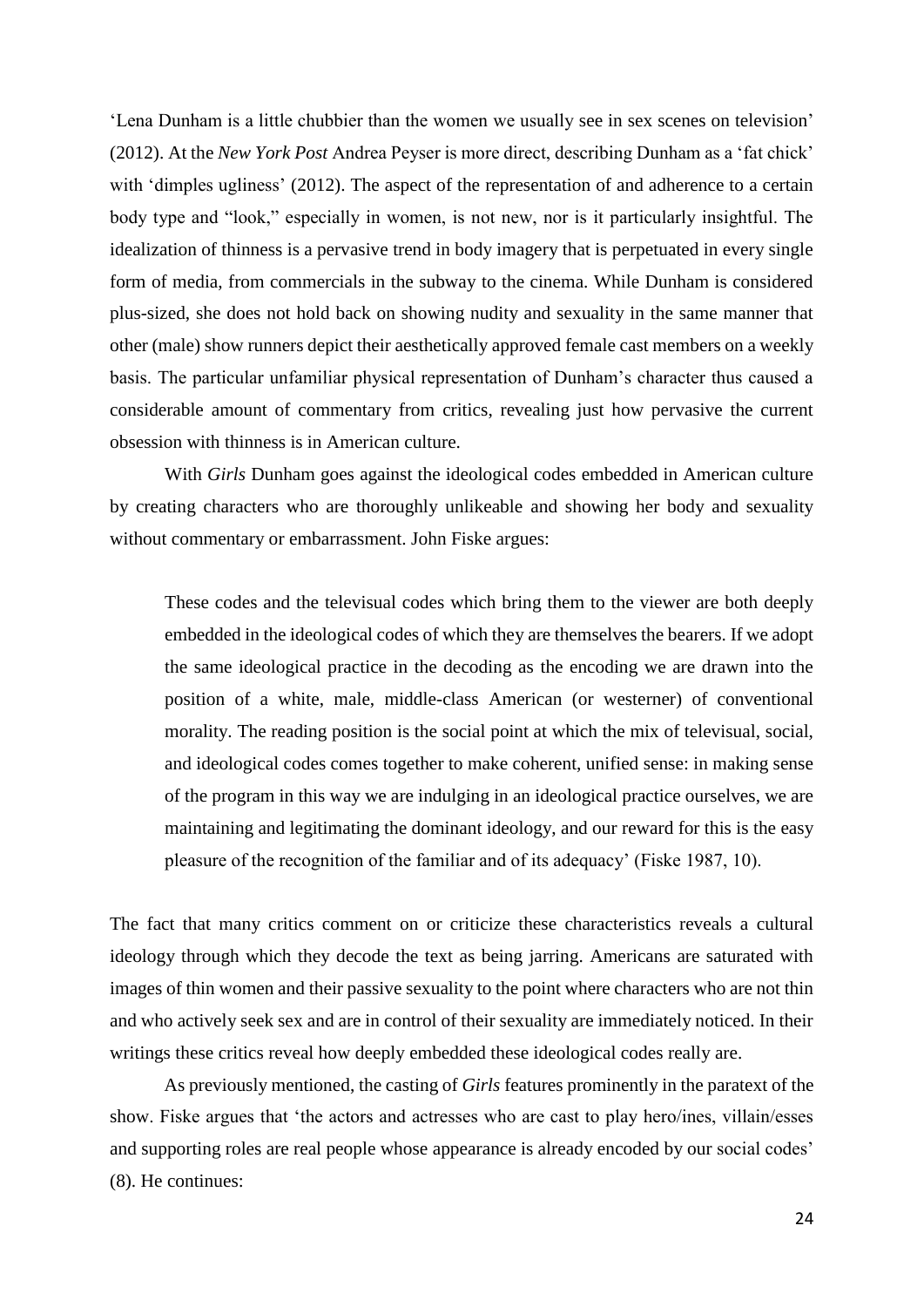'Lena Dunham is a little chubbier than the women we usually see in sex scenes on television' (2012). At the *New York Post* Andrea Peyser is more direct, describing Dunham as a 'fat chick' with 'dimples ugliness' (2012). The aspect of the representation of and adherence to a certain body type and "look," especially in women, is not new, nor is it particularly insightful. The idealization of thinness is a pervasive trend in body imagery that is perpetuated in every single form of media, from commercials in the subway to the cinema. While Dunham is considered plus-sized, she does not hold back on showing nudity and sexuality in the same manner that other (male) show runners depict their aesthetically approved female cast members on a weekly basis. The particular unfamiliar physical representation of Dunham's character thus caused a considerable amount of commentary from critics, revealing just how pervasive the current obsession with thinness is in American culture.

With *Girls* Dunham goes against the ideological codes embedded in American culture by creating characters who are thoroughly unlikeable and showing her body and sexuality without commentary or embarrassment. John Fiske argues:

> These codes and the televisual codes which bring them to the viewer are both deeply embedded in the ideological codes of which they are themselves the bearers. If we adopt the same ideological practice in the decoding as the encoding we are drawn into the position of a white, male, middle-class American (or westerner) of conventional morality. The reading position is the social point at which the mix of televisual, social, and ideological codes comes together to make coherent, unified sense: in making sense of the program in this way we are indulging in an ideological practice ourselves, we are maintaining and legitimating the dominant ideology, and our reward for this is the easy pleasure of the recognition of the familiar and of its adequacy' (Fiske 1987, 10).

The fact that many critics comment on or criticize these characteristics reveals a cultural ideology through which they decode the text as being jarring. Americans are saturated with images of thin women and their passive sexuality to the point where characters who are not thin and who actively seek sex and are in control of their sexuality are immediately noticed. In their writings these critics reveal how deeply embedded these ideological codes really are.

As previously mentioned, the casting of *Girls* features prominently in the paratext of the show. Fiske argues that 'the actors and actresses who are cast to play hero/ines, villain/esses and supporting roles are real people whose appearance is already encoded by our social codes' (8). He continues: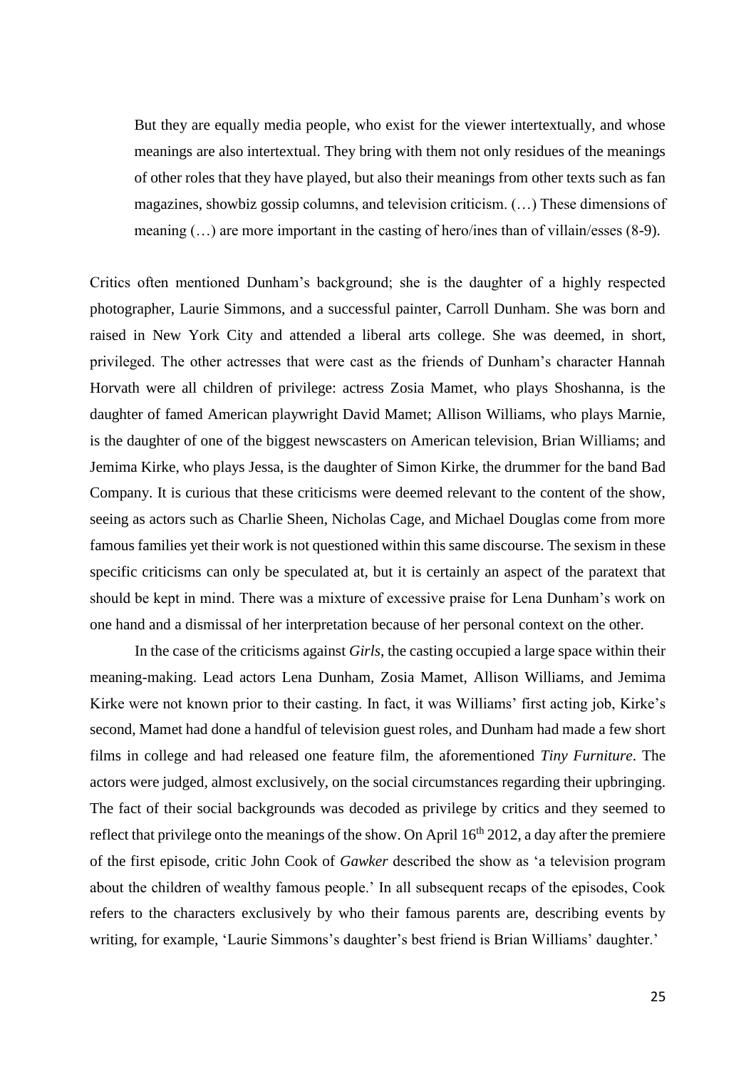> But they are equally media people, who exist for the viewer intertextually, and whose meanings are also intertextual. They bring with them not only residues of the meanings of other roles that they have played, but also their meanings from other texts such as fan magazines, showbiz gossip columns, and television criticism. (…) These dimensions of meaning (…) are more important in the casting of hero/ines than of villain/esses (8-9).

Critics often mentioned Dunham's background; she is the daughter of a highly respected photographer, Laurie Simmons, and a successful painter, Carroll Dunham. She was born and raised in New York City and attended a liberal arts college. She was deemed, in short, privileged. The other actresses that were cast as the friends of Dunham's character Hannah Horvath were all children of privilege: actress Zosia Mamet, who plays Shoshanna, is the daughter of famed American playwright David Mamet; Allison Williams, who plays Marnie, is the daughter of one of the biggest newscasters on American television, Brian Williams; and Jemima Kirke, who plays Jessa, is the daughter of Simon Kirke, the drummer for the band Bad Company. It is curious that these criticisms were deemed relevant to the content of the show, seeing as actors such as Charlie Sheen, Nicholas Cage, and Michael Douglas come from more famous families yet their work is not questioned within this same discourse. The sexism in these specific criticisms can only be speculated at, but it is certainly an aspect of the paratext that should be kept in mind. There was a mixture of excessive praise for Lena Dunham's work on one hand and a dismissal of her interpretation because of her personal context on the other.

In the case of the criticisms against *Girls*, the casting occupied a large space within their meaning-making. Lead actors Lena Dunham, Zosia Mamet, Allison Williams, and Jemima Kirke were not known prior to their casting. In fact, it was Williams' first acting job, Kirke's second, Mamet had done a handful of television guest roles, and Dunham had made a few short films in college and had released one feature film, the aforementioned *Tiny Furniture*. The actors were judged, almost exclusively, on the social circumstances regarding their upbringing. The fact of their social backgrounds was decoded as privilege by critics and they seemed to reflect that privilege onto the meanings of the show. On April 16th 2012, a day after the premiere of the first episode, critic John Cook of *Gawker* described the show as 'a television program about the children of wealthy famous people.' In all subsequent recaps of the episodes, Cook refers to the characters exclusively by who their famous parents are, describing events by writing, for example, 'Laurie Simmons's daughter's best friend is Brian Williams' daughter.'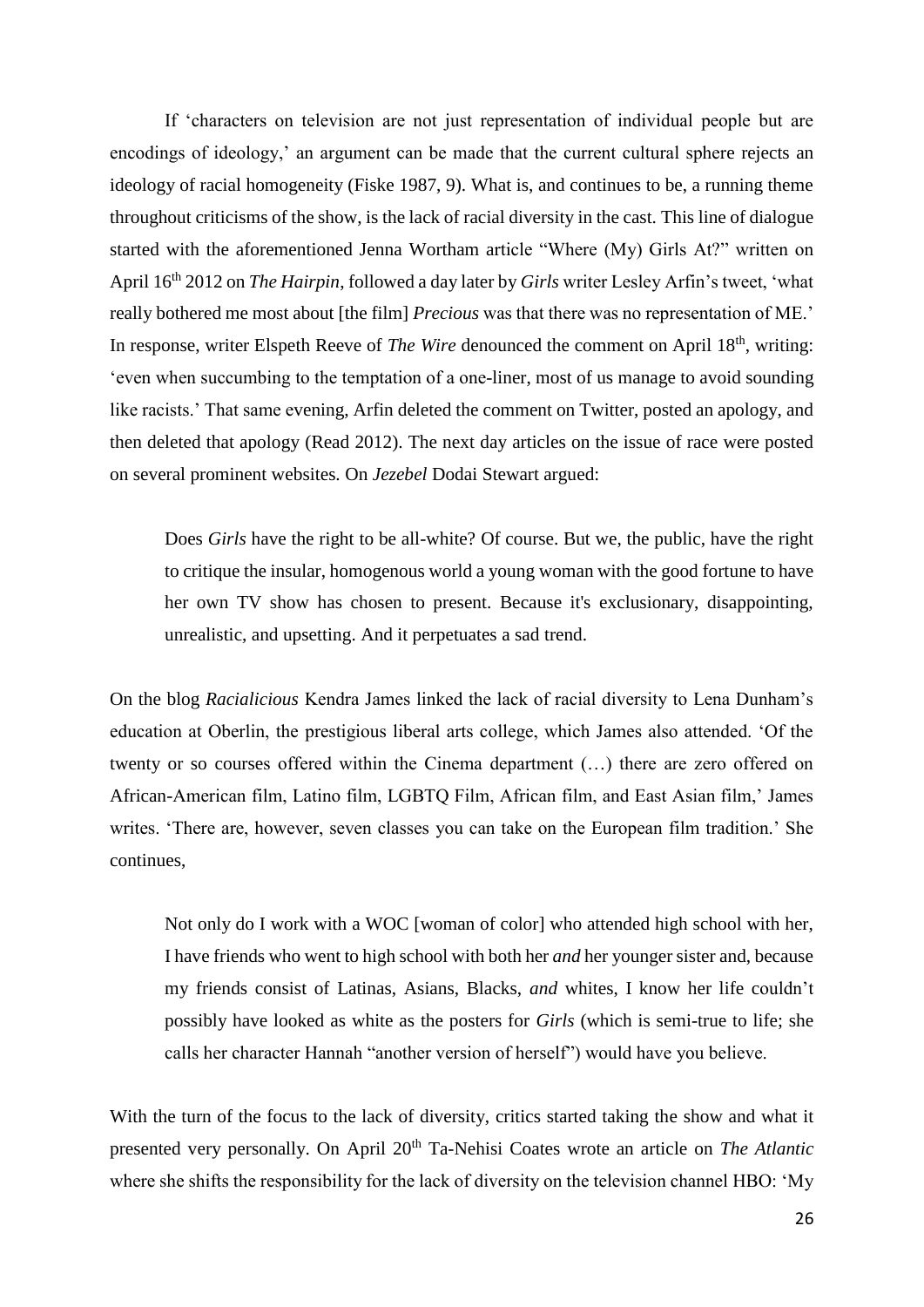If 'characters on television are not just representation of individual people but are encodings of ideology,' an argument can be made that the current cultural sphere rejects an ideology of racial homogeneity (Fiske 1987, 9). What is, and continues to be, a running theme throughout criticisms of the show, is the lack of racial diversity in the cast. This line of dialogue started with the aforementioned Jenna Wortham article "Where (My) Girls At?" written on April 16th 2012 on *The Hairpin*, followed a day later by *Girls* writer Lesley Arfin's tweet, 'what really bothered me most about [the film] *Precious* was that there was no representation of ME.' In response, writer Elspeth Reeve of *The Wire* denounced the comment on April 18th, writing: 'even when succumbing to the temptation of a one-liner, most of us manage to avoid sounding like racists.' That same evening, Arfin deleted the comment on Twitter, posted an apology, and then deleted that apology (Read 2012). The next day articles on the issue of race were posted on several prominent websites. On *Jezebel* Dodai Stewart argued:

> Does *Girls* have the right to be all-white? Of course. But we, the public, have the right to critique the insular, homogenous world a young woman with the good fortune to have her own TV show has chosen to present. Because it's exclusionary, disappointing, unrealistic, and upsetting. And it perpetuates a sad trend.

On the blog *Racialicious* Kendra James linked the lack of racial diversity to Lena Dunham's education at Oberlin, the prestigious liberal arts college, which James also attended. 'Of the twenty or so courses offered within the Cinema department (…) there are zero offered on African-American film, Latino film, LGBTQ Film, African film, and East Asian film,' James writes. 'There are, however, seven classes you can take on the European film tradition.' She continues,

> Not only do I work with a WOC [woman of color] who attended high school with her, I have friends who went to high school with both her *and* her younger sister and, because my friends consist of Latinas, Asians, Blacks, *and* whites, I know her life couldn't possibly have looked as white as the posters for *Girls* (which is semi-true to life; she calls her character Hannah "another version of herself") would have you believe.

With the turn of the focus to the lack of diversity, critics started taking the show and what it presented very personally. On April 20th Ta-Nehisi Coates wrote an article on *The Atlantic* where she shifts the responsibility for the lack of diversity on the television channel HBO: 'My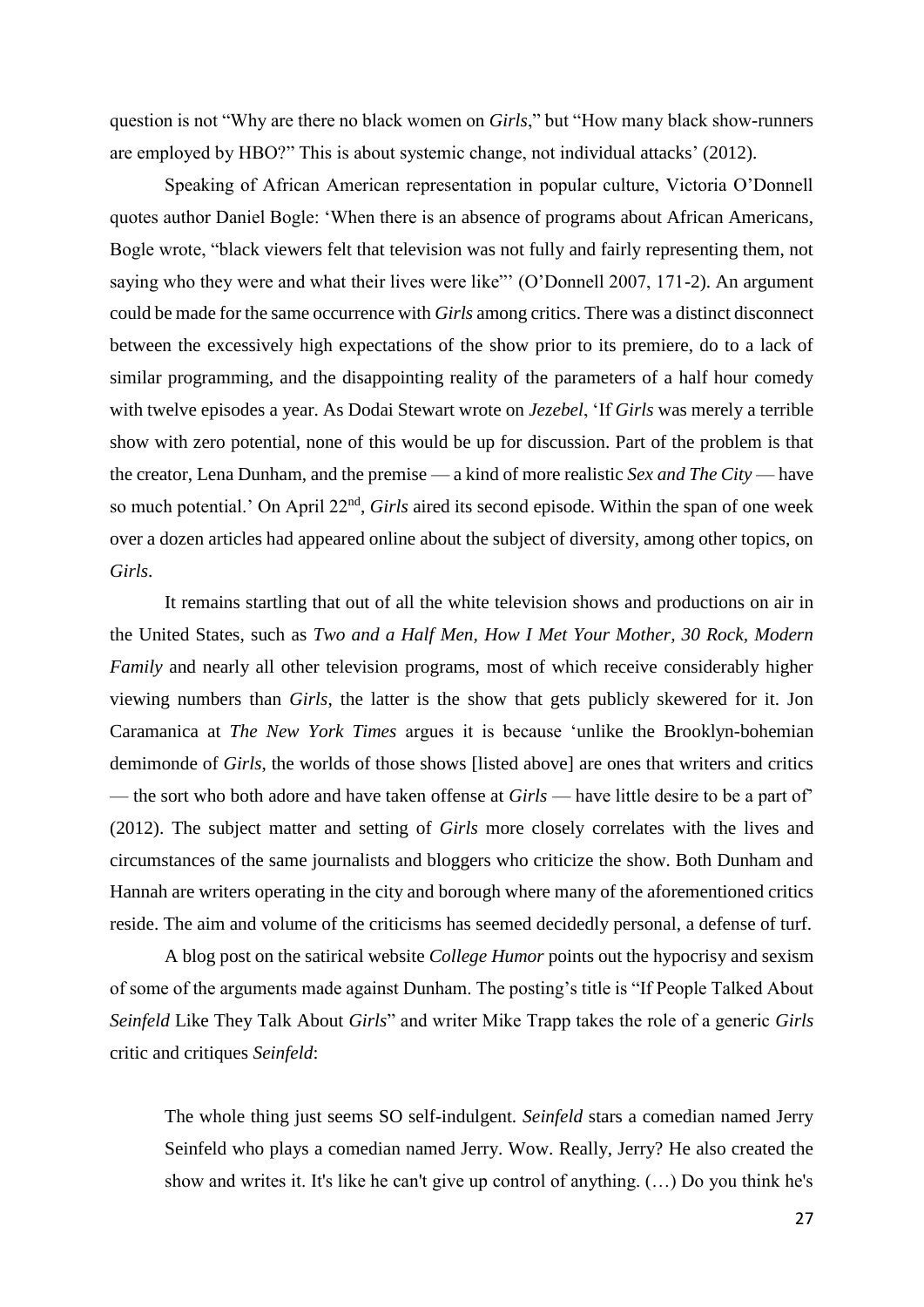question is not "Why are there no black women on *Girls*," but "How many black show-runners are employed by HBO?" This is about systemic change, not individual attacks' (2012).

Speaking of African American representation in popular culture, Victoria O'Donnell quotes author Daniel Bogle: 'When there is an absence of programs about African Americans, Bogle wrote, "black viewers felt that television was not fully and fairly representing them, not saying who they were and what their lives were like"' (O'Donnell 2007, 171-2). An argument could be made for the same occurrence with *Girls* among critics. There was a distinct disconnect between the excessively high expectations of the show prior to its premiere, do to a lack of similar programming, and the disappointing reality of the parameters of a half hour comedy with twelve episodes a year. As Dodai Stewart wrote on *Jezebel*, 'If *Girls* was merely a terrible show with zero potential, none of this would be up for discussion. Part of the problem is that the creator, Lena Dunham, and the premise — a kind of more realistic *Sex and The City* — have so much potential.' On April 22nd, *Girls* aired its second episode. Within the span of one week over a dozen articles had appeared online about the subject of diversity, among other topics, on *Girls*.

It remains startling that out of all the white television shows and productions on air in the United States, such as *Two and a Half Men*, *How I Met Your Mother*, *30 Rock*, *Modern Family* and nearly all other television programs, most of which receive considerably higher viewing numbers than *Girls*, the latter is the show that gets publicly skewered for it. Jon Caramanica at *The New York Times* argues it is because 'unlike the Brooklyn-bohemian demimonde of *Girls*, the worlds of those shows [listed above] are ones that writers and critics — the sort who both adore and have taken offense at *Girls* — have little desire to be a part of' (2012). The subject matter and setting of *Girls* more closely correlates with the lives and circumstances of the same journalists and bloggers who criticize the show. Both Dunham and Hannah are writers operating in the city and borough where many of the aforementioned critics reside. The aim and volume of the criticisms has seemed decidedly personal, a defense of turf.

A blog post on the satirical website *College Humor* points out the hypocrisy and sexism of some of the arguments made against Dunham. The posting's title is "If People Talked About *Seinfeld* Like They Talk About *Girls*" and writer Mike Trapp takes the role of a generic *Girls* critic and critiques *Seinfeld*:

> The whole thing just seems SO self-indulgent. *Seinfeld* stars a comedian named Jerry Seinfeld who plays a comedian named Jerry. Wow. Really, Jerry? He also created the show and writes it. It's like he can't give up control of anything. (…) Do you think he's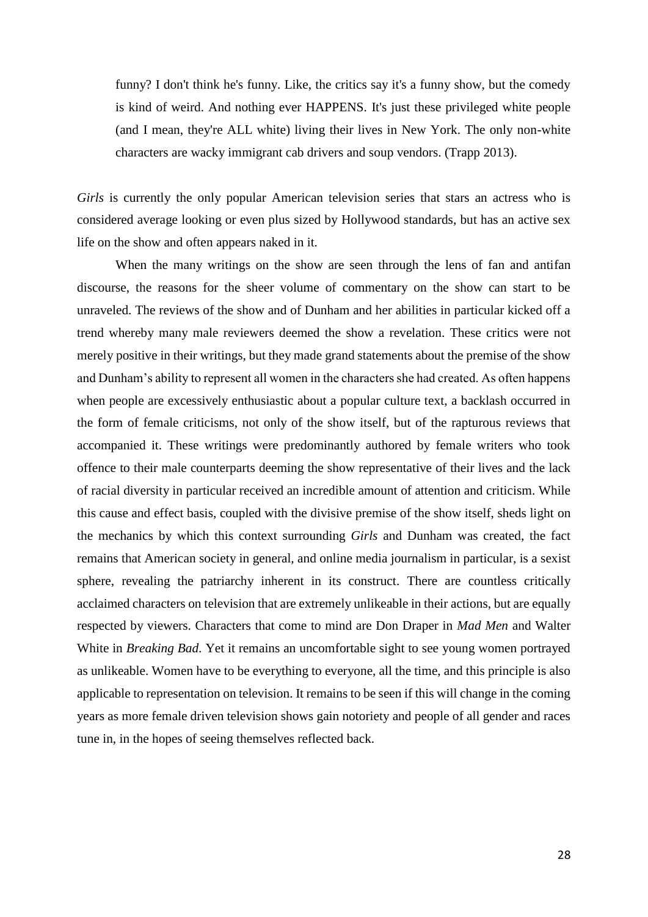> funny? I don't think he's funny. Like, the critics say it's a funny show, but the comedy is kind of weird. And nothing ever HAPPENS. It's just these privileged white people (and I mean, they're ALL white) living their lives in New York. The only non-white characters are wacky immigrant cab drivers and soup vendors. (Trapp 2013).

*Girls* is currently the only popular American television series that stars an actress who is considered average looking or even plus sized by Hollywood standards, but has an active sex life on the show and often appears naked in it.

When the many writings on the show are seen through the lens of fan and antifan discourse, the reasons for the sheer volume of commentary on the show can start to be unraveled. The reviews of the show and of Dunham and her abilities in particular kicked off a trend whereby many male reviewers deemed the show a revelation. These critics were not merely positive in their writings, but they made grand statements about the premise of the show and Dunham's ability to represent all women in the characters she had created. As often happens when people are excessively enthusiastic about a popular culture text, a backlash occurred in the form of female criticisms, not only of the show itself, but of the rapturous reviews that accompanied it. These writings were predominantly authored by female writers who took offence to their male counterparts deeming the show representative of their lives and the lack of racial diversity in particular received an incredible amount of attention and criticism. While this cause and effect basis, coupled with the divisive premise of the show itself, sheds light on the mechanics by which this context surrounding *Girls* and Dunham was created, the fact remains that American society in general, and online media journalism in particular, is a sexist sphere, revealing the patriarchy inherent in its construct. There are countless critically acclaimed characters on television that are extremely unlikeable in their actions, but are equally respected by viewers. Characters that come to mind are Don Draper in *Mad Men* and Walter White in *Breaking Bad*. Yet it remains an uncomfortable sight to see young women portrayed as unlikeable. Women have to be everything to everyone, all the time, and this principle is also applicable to representation on television. It remains to be seen if this will change in the coming years as more female driven television shows gain notoriety and people of all gender and races tune in, in the hopes of seeing themselves reflected back.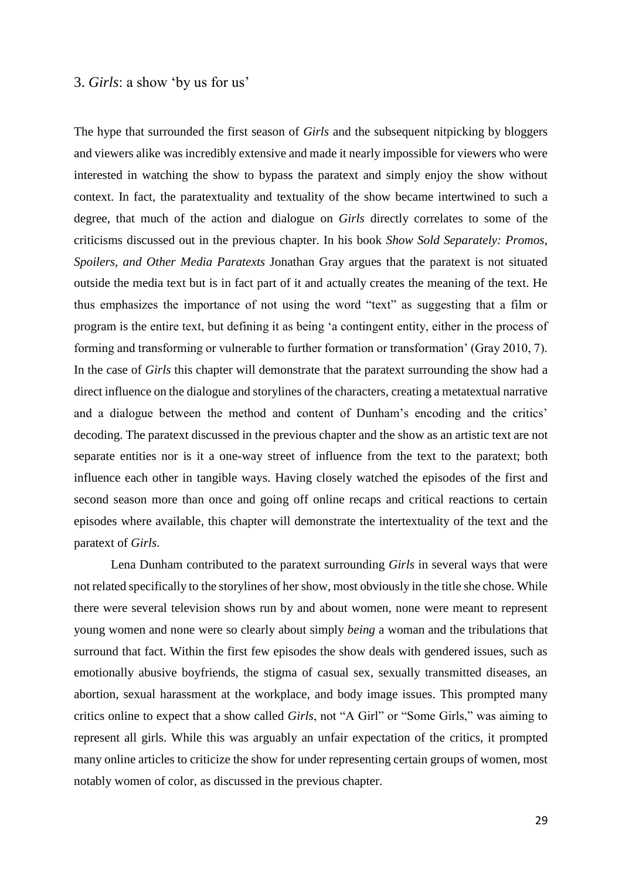## 3. *Girls*: a show 'by us for us'

The hype that surrounded the first season of *Girls* and the subsequent nitpicking by bloggers and viewers alike was incredibly extensive and made it nearly impossible for viewers who were interested in watching the show to bypass the paratext and simply enjoy the show without context. In fact, the paratextuality and textuality of the show became intertwined to such a degree, that much of the action and dialogue on *Girls* directly correlates to some of the criticisms discussed out in the previous chapter. In his book *Show Sold Separately: Promos, Spoilers, and Other Media Paratexts* Jonathan Gray argues that the paratext is not situated outside the media text but is in fact part of it and actually creates the meaning of the text. He thus emphasizes the importance of not using the word "text" as suggesting that a film or program is the entire text, but defining it as being 'a contingent entity, either in the process of forming and transforming or vulnerable to further formation or transformation' (Gray 2010, 7). In the case of *Girls* this chapter will demonstrate that the paratext surrounding the show had a direct influence on the dialogue and storylines of the characters, creating a metatextual narrative and a dialogue between the method and content of Dunham's encoding and the critics' decoding. The paratext discussed in the previous chapter and the show as an artistic text are not separate entities nor is it a one-way street of influence from the text to the paratext; both influence each other in tangible ways. Having closely watched the episodes of the first and second season more than once and going off online recaps and critical reactions to certain episodes where available, this chapter will demonstrate the intertextuality of the text and the paratext of *Girls*.

Lena Dunham contributed to the paratext surrounding *Girls* in several ways that were not related specifically to the storylines of her show, most obviously in the title she chose. While there were several television shows run by and about women, none were meant to represent young women and none were so clearly about simply *being* a woman and the tribulations that surround that fact. Within the first few episodes the show deals with gendered issues, such as emotionally abusive boyfriends, the stigma of casual sex, sexually transmitted diseases, an abortion, sexual harassment at the workplace, and body image issues. This prompted many critics online to expect that a show called *Girls*, not "A Girl" or "Some Girls," was aiming to represent all girls. While this was arguably an unfair expectation of the critics, it prompted many online articles to criticize the show for under representing certain groups of women, most notably women of color, as discussed in the previous chapter.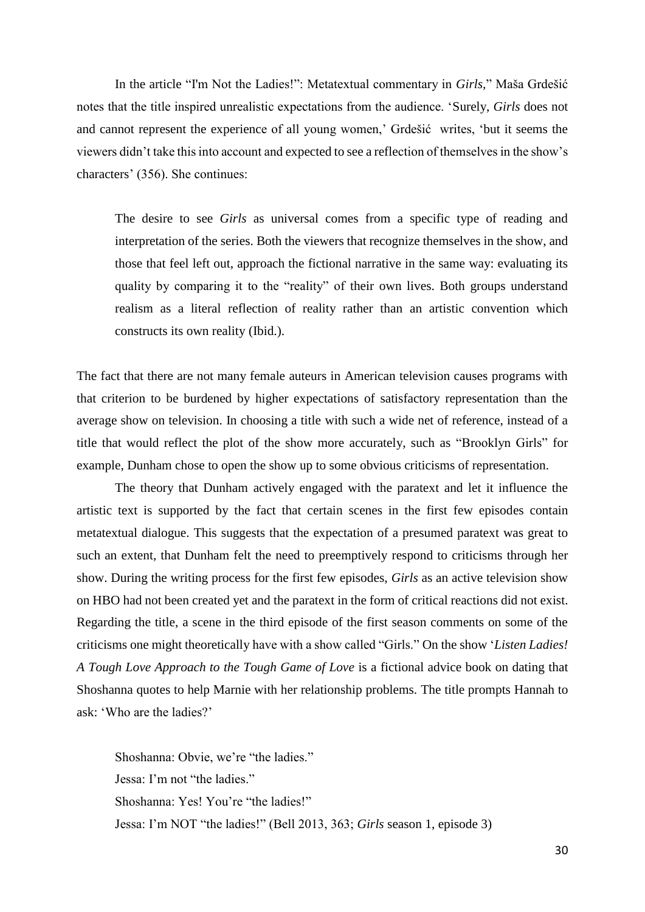In the article "I'm Not the Ladies!": Metatextual commentary in *Girls*," Maša Grdešić notes that the title inspired unrealistic expectations from the audience. 'Surely, *Girls* does not and cannot represent the experience of all young women,' Grdešić writes, 'but it seems the viewers didn't take this into account and expected to see a reflection of themselves in the show's characters' (356). She continues:

> The desire to see *Girls* as universal comes from a specific type of reading and interpretation of the series. Both the viewers that recognize themselves in the show, and those that feel left out, approach the fictional narrative in the same way: evaluating its quality by comparing it to the "reality" of their own lives. Both groups understand realism as a literal reflection of reality rather than an artistic convention which constructs its own reality (Ibid.).

The fact that there are not many female auteurs in American television causes programs with that criterion to be burdened by higher expectations of satisfactory representation than the average show on television. In choosing a title with such a wide net of reference, instead of a title that would reflect the plot of the show more accurately, such as "Brooklyn Girls" for example, Dunham chose to open the show up to some obvious criticisms of representation.

The theory that Dunham actively engaged with the paratext and let it influence the artistic text is supported by the fact that certain scenes in the first few episodes contain metatextual dialogue. This suggests that the expectation of a presumed paratext was great to such an extent, that Dunham felt the need to preemptively respond to criticisms through her show. During the writing process for the first few episodes, *Girls* as an active television show on HBO had not been created yet and the paratext in the form of critical reactions did not exist. Regarding the title, a scene in the third episode of the first season comments on some of the criticisms one might theoretically have with a show called "Girls." On the show '*Listen Ladies! A Tough Love Approach to the Tough Game of Love* is a fictional advice book on dating that Shoshanna quotes to help Marnie with her relationship problems. The title prompts Hannah to ask: 'Who are the ladies?'

> Shoshanna: Obvie, we're "the ladies."
> Jessa: I'm not "the ladies."
> Shoshanna: Yes! You're "the ladies!"
> Jessa: I'm NOT "the ladies!" (Bell 2013, 363; *Girls* season 1, episode 3)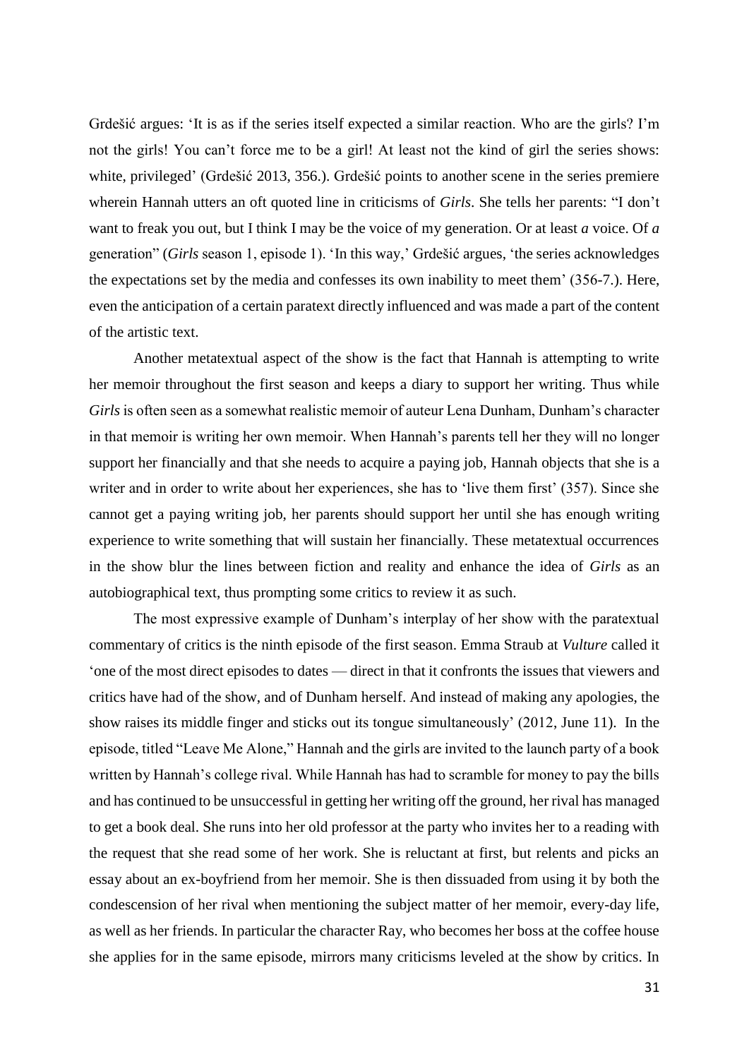Grdešić argues: 'It is as if the series itself expected a similar reaction. Who are the girls? I'm not the girls! You can't force me to be a girl! At least not the kind of girl the series shows: white, privileged' (Grdešić 2013, 356.). Grdešić points to another scene in the series premiere wherein Hannah utters an oft quoted line in criticisms of *Girls*. She tells her parents: "I don't want to freak you out, but I think I may be the voice of my generation. Or at least *a* voice. Of *a* generation" (*Girls* season 1, episode 1). 'In this way,' Grdešić argues, 'the series acknowledges the expectations set by the media and confesses its own inability to meet them' (356-7.). Here, even the anticipation of a certain paratext directly influenced and was made a part of the content of the artistic text.

Another metatextual aspect of the show is the fact that Hannah is attempting to write her memoir throughout the first season and keeps a diary to support her writing. Thus while *Girls* is often seen as a somewhat realistic memoir of auteur Lena Dunham, Dunham's character in that memoir is writing her own memoir. When Hannah's parents tell her they will no longer support her financially and that she needs to acquire a paying job, Hannah objects that she is a writer and in order to write about her experiences, she has to 'live them first' (357). Since she cannot get a paying writing job, her parents should support her until she has enough writing experience to write something that will sustain her financially. These metatextual occurrences in the show blur the lines between fiction and reality and enhance the idea of *Girls* as an autobiographical text, thus prompting some critics to review it as such.

The most expressive example of Dunham's interplay of her show with the paratextual commentary of critics is the ninth episode of the first season. Emma Straub at *Vulture* called it 'one of the most direct episodes to dates — direct in that it confronts the issues that viewers and critics have had of the show, and of Dunham herself. And instead of making any apologies, the show raises its middle finger and sticks out its tongue simultaneously' (2012, June 11). In the episode, titled "Leave Me Alone," Hannah and the girls are invited to the launch party of a book written by Hannah's college rival. While Hannah has had to scramble for money to pay the bills and has continued to be unsuccessful in getting her writing off the ground, her rival has managed to get a book deal. She runs into her old professor at the party who invites her to a reading with the request that she read some of her work. She is reluctant at first, but relents and picks an essay about an ex-boyfriend from her memoir. She is then dissuaded from using it by both the condescension of her rival when mentioning the subject matter of her memoir, every-day life, as well as her friends. In particular the character Ray, who becomes her boss at the coffee house she applies for in the same episode, mirrors many criticisms leveled at the show by critics. In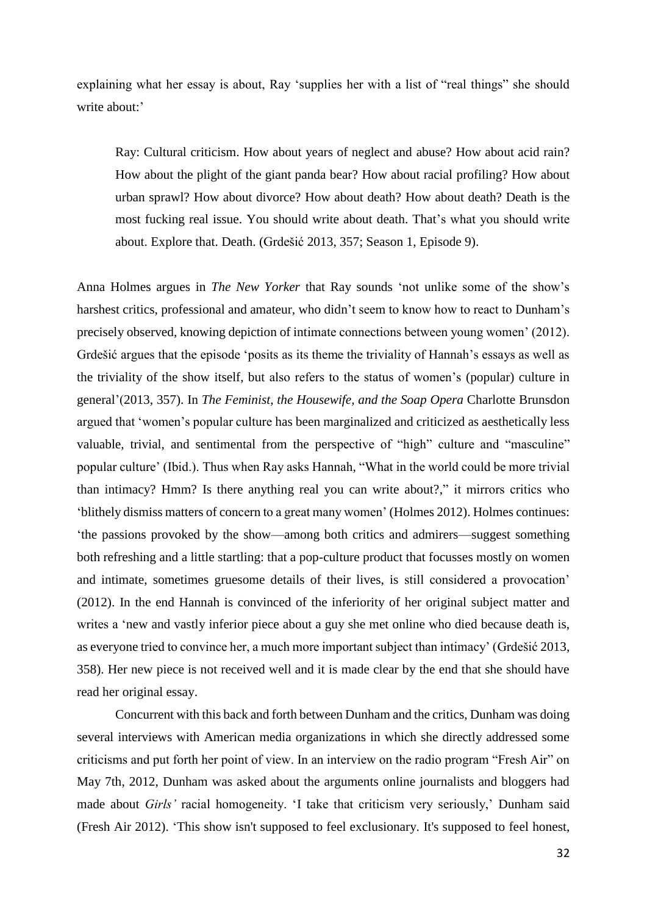explaining what her essay is about, Ray 'supplies her with a list of "real things" she should write about:'

> Ray: Cultural criticism. How about years of neglect and abuse? How about acid rain? How about the plight of the giant panda bear? How about racial profiling? How about urban sprawl? How about divorce? How about death? How about death? Death is the most fucking real issue. You should write about death. That's what you should write about. Explore that. Death. (Grdešić 2013, 357; Season 1, Episode 9).

Anna Holmes argues in *The New Yorker* that Ray sounds 'not unlike some of the show's harshest critics, professional and amateur, who didn't seem to know how to react to Dunham's precisely observed, knowing depiction of intimate connections between young women' (2012). Grdešić argues that the episode 'posits as its theme the triviality of Hannah's essays as well as the triviality of the show itself, but also refers to the status of women's (popular) culture in general'(2013, 357). In *The Feminist, the Housewife, and the Soap Opera* Charlotte Brunsdon argued that 'women's popular culture has been marginalized and criticized as aesthetically less valuable, trivial, and sentimental from the perspective of "high" culture and "masculine" popular culture' (Ibid.). Thus when Ray asks Hannah, "What in the world could be more trivial than intimacy? Hmm? Is there anything real you can write about?," it mirrors critics who 'blithely dismiss matters of concern to a great many women' (Holmes 2012). Holmes continues: 'the passions provoked by the show—among both critics and admirers—suggest something both refreshing and a little startling: that a pop-culture product that focusses mostly on women and intimate, sometimes gruesome details of their lives, is still considered a provocation' (2012). In the end Hannah is convinced of the inferiority of her original subject matter and writes a 'new and vastly inferior piece about a guy she met online who died because death is, as everyone tried to convince her, a much more important subject than intimacy' (Grdešić 2013, 358). Her new piece is not received well and it is made clear by the end that she should have read her original essay.

Concurrent with this back and forth between Dunham and the critics, Dunham was doing several interviews with American media organizations in which she directly addressed some criticisms and put forth her point of view. In an interview on the radio program "Fresh Air" on May 7th, 2012, Dunham was asked about the arguments online journalists and bloggers had made about *Girls'* racial homogeneity. 'I take that criticism very seriously,' Dunham said (Fresh Air 2012). 'This show isn't supposed to feel exclusionary. It's supposed to feel honest,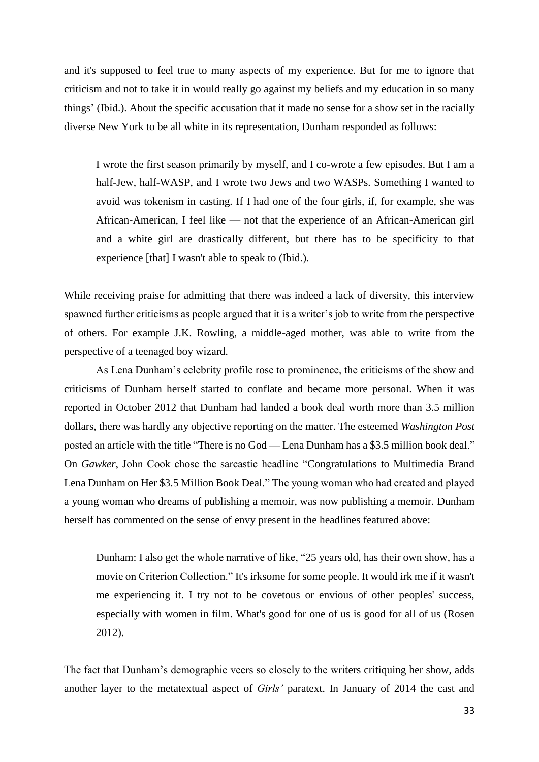and it's supposed to feel true to many aspects of my experience. But for me to ignore that criticism and not to take it in would really go against my beliefs and my education in so many things' (Ibid.). About the specific accusation that it made no sense for a show set in the racially diverse New York to be all white in its representation, Dunham responded as follows:

> I wrote the first season primarily by myself, and I co-wrote a few episodes. But I am a half-Jew, half-WASP, and I wrote two Jews and two WASPs. Something I wanted to avoid was tokenism in casting. If I had one of the four girls, if, for example, she was African-American, I feel like — not that the experience of an African-American girl and a white girl are drastically different, but there has to be specificity to that experience [that] I wasn't able to speak to (Ibid.).

While receiving praise for admitting that there was indeed a lack of diversity, this interview spawned further criticisms as people argued that it is a writer's job to write from the perspective of others. For example J.K. Rowling, a middle-aged mother, was able to write from the perspective of a teenaged boy wizard.

As Lena Dunham's celebrity profile rose to prominence, the criticisms of the show and criticisms of Dunham herself started to conflate and became more personal. When it was reported in October 2012 that Dunham had landed a book deal worth more than 3.5 million dollars, there was hardly any objective reporting on the matter. The esteemed *Washington Post* posted an article with the title "There is no God — Lena Dunham has a $3.5 million book deal." On *Gawker*, John Cook chose the sarcastic headline "Congratulations to Multimedia Brand Lena Dunham on Her $3.5 Million Book Deal." The young woman who had created and played a young woman who dreams of publishing a memoir, was now publishing a memoir. Dunham herself has commented on the sense of envy present in the headlines featured above:

> Dunham: I also get the whole narrative of like, "25 years old, has their own show, has a movie on Criterion Collection." It's irksome for some people. It would irk me if it wasn't me experiencing it. I try not to be covetous or envious of other peoples' success, especially with women in film. What's good for one of us is good for all of us (Rosen 2012).

The fact that Dunham's demographic veers so closely to the writers critiquing her show, adds another layer to the metatextual aspect of *Girls'* paratext. In January of 2014 the cast and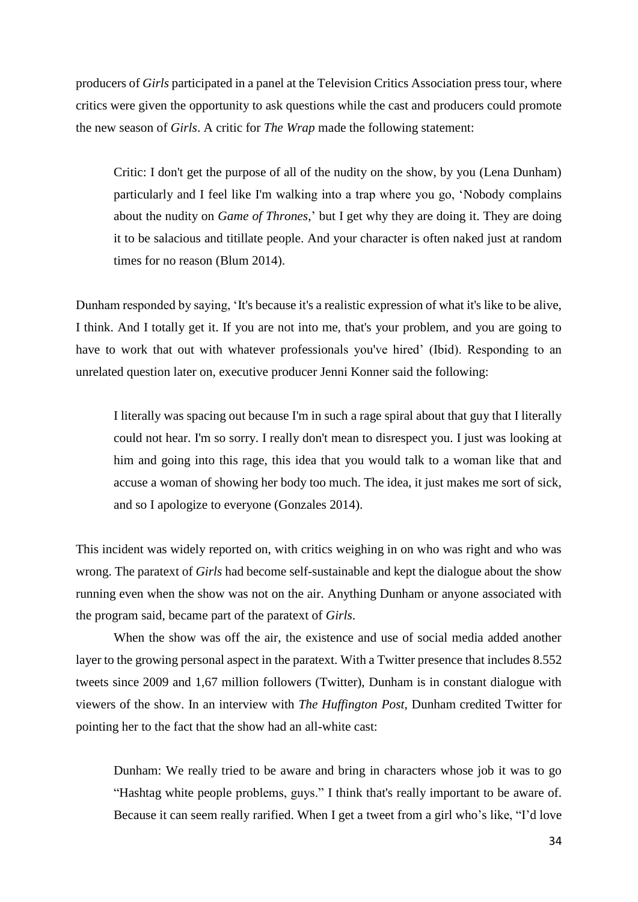producers of *Girls* participated in a panel at the Television Critics Association press tour, where critics were given the opportunity to ask questions while the cast and producers could promote the new season of *Girls*. A critic for *The Wrap* made the following statement:

> Critic: I don't get the purpose of all of the nudity on the show, by you (Lena Dunham) particularly and I feel like I'm walking into a trap where you go, 'Nobody complains about the nudity on *Game of Thrones*,' but I get why they are doing it. They are doing it to be salacious and titillate people. And your character is often naked just at random times for no reason (Blum 2014).

Dunham responded by saying, 'It's because it's a realistic expression of what it's like to be alive, I think. And I totally get it. If you are not into me, that's your problem, and you are going to have to work that out with whatever professionals you've hired' (Ibid). Responding to an unrelated question later on, executive producer Jenni Konner said the following:

> I literally was spacing out because I'm in such a rage spiral about that guy that I literally could not hear. I'm so sorry. I really don't mean to disrespect you. I just was looking at him and going into this rage, this idea that you would talk to a woman like that and accuse a woman of showing her body too much. The idea, it just makes me sort of sick, and so I apologize to everyone (Gonzales 2014).

This incident was widely reported on, with critics weighing in on who was right and who was wrong. The paratext of *Girls* had become self-sustainable and kept the dialogue about the show running even when the show was not on the air. Anything Dunham or anyone associated with the program said, became part of the paratext of *Girls*.

When the show was off the air, the existence and use of social media added another layer to the growing personal aspect in the paratext. With a Twitter presence that includes 8.552 tweets since 2009 and 1,67 million followers (Twitter), Dunham is in constant dialogue with viewers of the show. In an interview with *The Huffington Post*, Dunham credited Twitter for pointing her to the fact that the show had an all-white cast:

> Dunham: We really tried to be aware and bring in characters whose job it was to go "Hashtag white people problems, guys." I think that's really important to be aware of. Because it can seem really rarified. When I get a tweet from a girl who's like, "I'd love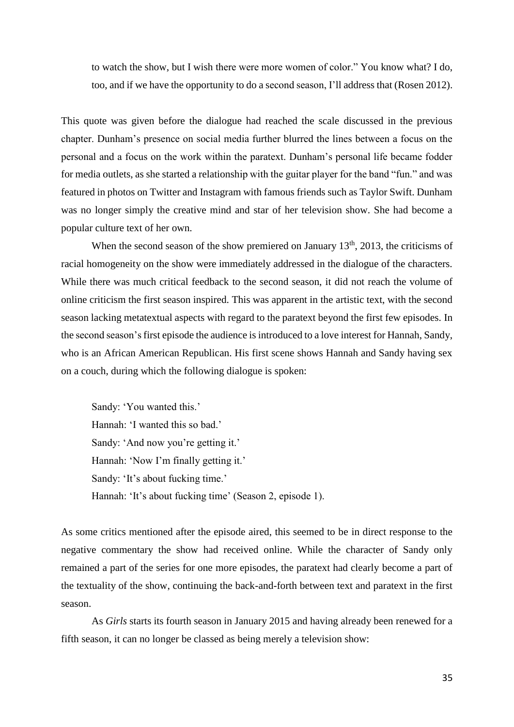> to watch the show, but I wish there were more women of color." You know what? I do, too, and if we have the opportunity to do a second season, I'll address that (Rosen 2012).

This quote was given before the dialogue had reached the scale discussed in the previous chapter. Dunham's presence on social media further blurred the lines between a focus on the personal and a focus on the work within the paratext. Dunham's personal life became fodder for media outlets, as she started a relationship with the guitar player for the band "fun." and was featured in photos on Twitter and Instagram with famous friends such as Taylor Swift. Dunham was no longer simply the creative mind and star of her television show. She had become a popular culture text of her own.

When the second season of the show premiered on January 13th, 2013, the criticisms of racial homogeneity on the show were immediately addressed in the dialogue of the characters. While there was much critical feedback to the second season, it did not reach the volume of online criticism the first season inspired. This was apparent in the artistic text, with the second season lacking metatextual aspects with regard to the paratext beyond the first few episodes. In the second season's first episode the audience is introduced to a love interest for Hannah, Sandy, who is an African American Republican. His first scene shows Hannah and Sandy having sex on a couch, during which the following dialogue is spoken:

> Sandy: 'You wanted this.'
> Hannah: 'I wanted this so bad.'
> Sandy: 'And now you're getting it.'
> Hannah: 'Now I'm finally getting it.'
> Sandy: 'It's about fucking time.'
> Hannah: 'It's about fucking time' (Season 2, episode 1).

As some critics mentioned after the episode aired, this seemed to be in direct response to the negative commentary the show had received online. While the character of Sandy only remained a part of the series for one more episodes, the paratext had clearly become a part of the textuality of the show, continuing the back-and-forth between text and paratext in the first season.

As *Girls* starts its fourth season in January 2015 and having already been renewed for a fifth season, it can no longer be classed as being merely a television show: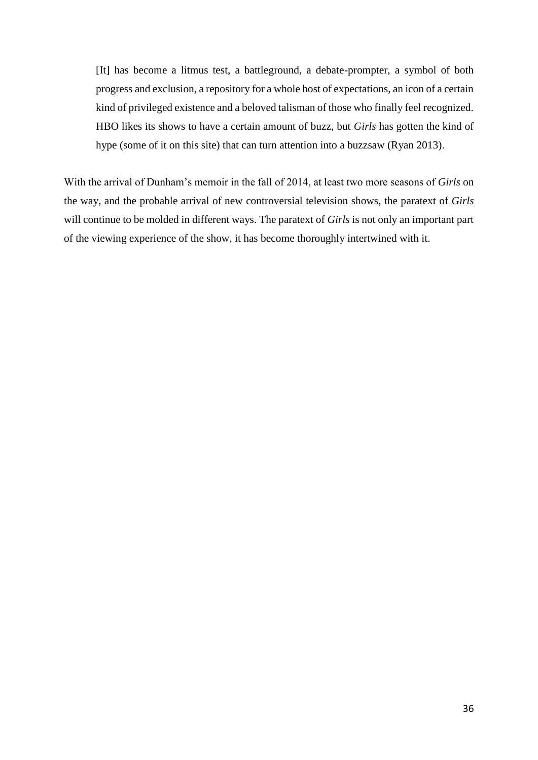> [It] has become a litmus test, a battleground, a debate-prompter, a symbol of both progress and exclusion, a repository for a whole host of expectations, an icon of a certain kind of privileged existence and a beloved talisman of those who finally feel recognized. HBO likes its shows to have a certain amount of buzz, but *Girls* has gotten the kind of hype (some of it on this site) that can turn attention into a buzzsaw (Ryan 2013).

With the arrival of Dunham's memoir in the fall of 2014, at least two more seasons of *Girls* on the way, and the probable arrival of new controversial television shows, the paratext of *Girls* will continue to be molded in different ways. The paratext of *Girls* is not only an important part of the viewing experience of the show, it has become thoroughly intertwined with it.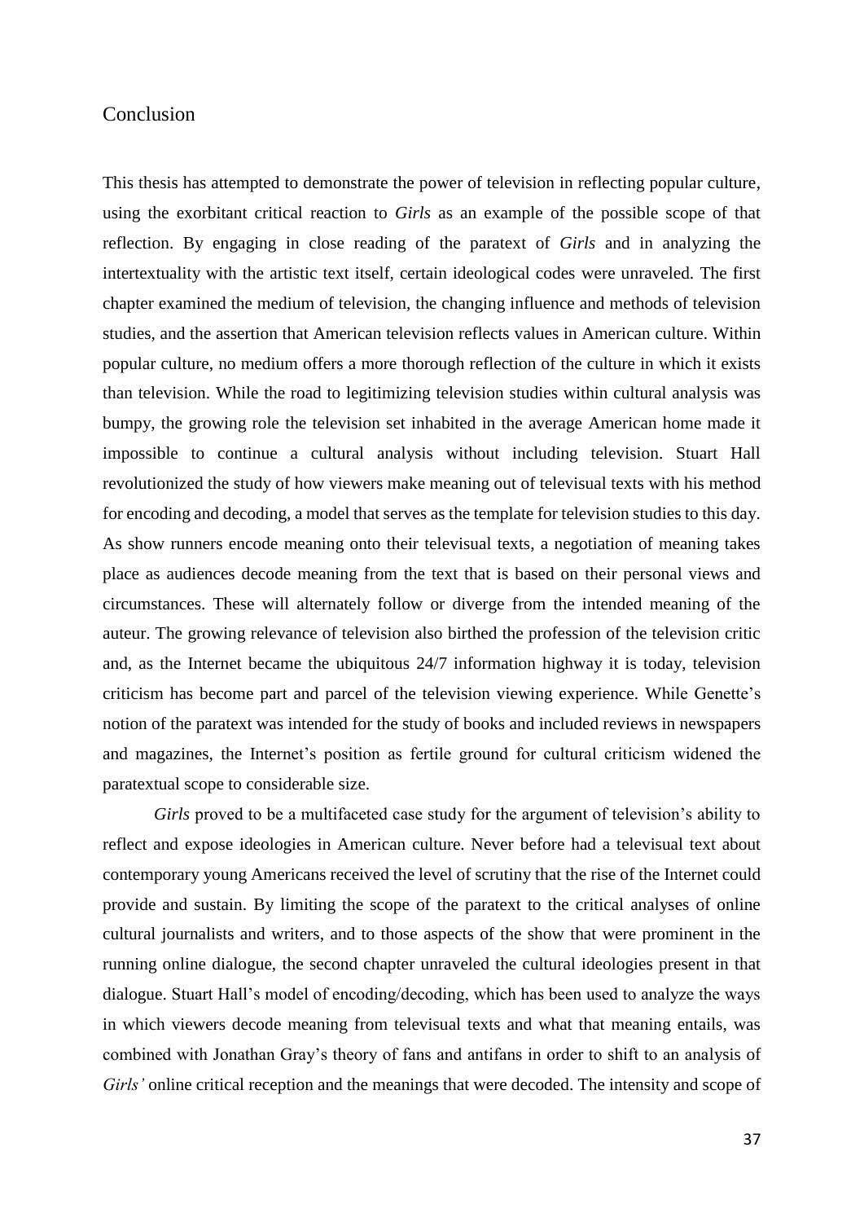## Conclusion

This thesis has attempted to demonstrate the power of television in reflecting popular culture, using the exorbitant critical reaction to *Girls* as an example of the possible scope of that reflection. By engaging in close reading of the paratext of *Girls* and in analyzing the intertextuality with the artistic text itself, certain ideological codes were unraveled. The first chapter examined the medium of television, the changing influence and methods of television studies, and the assertion that American television reflects values in American culture. Within popular culture, no medium offers a more thorough reflection of the culture in which it exists than television. While the road to legitimizing television studies within cultural analysis was bumpy, the growing role the television set inhabited in the average American home made it impossible to continue a cultural analysis without including television. Stuart Hall revolutionized the study of how viewers make meaning out of televisual texts with his method for encoding and decoding, a model that serves as the template for television studies to this day. As show runners encode meaning onto their televisual texts, a negotiation of meaning takes place as audiences decode meaning from the text that is based on their personal views and circumstances. These will alternately follow or diverge from the intended meaning of the auteur. The growing relevance of television also birthed the profession of the television critic and, as the Internet became the ubiquitous 24/7 information highway it is today, television criticism has become part and parcel of the television viewing experience. While Genette's notion of the paratext was intended for the study of books and included reviews in newspapers and magazines, the Internet's position as fertile ground for cultural criticism widened the paratextual scope to considerable size.

*Girls* proved to be a multifaceted case study for the argument of television's ability to reflect and expose ideologies in American culture. Never before had a televisual text about contemporary young Americans received the level of scrutiny that the rise of the Internet could provide and sustain. By limiting the scope of the paratext to the critical analyses of online cultural journalists and writers, and to those aspects of the show that were prominent in the running online dialogue, the second chapter unraveled the cultural ideologies present in that dialogue. Stuart Hall's model of encoding/decoding, which has been used to analyze the ways in which viewers decode meaning from televisual texts and what that meaning entails, was combined with Jonathan Gray's theory of fans and antifans in order to shift to an analysis of *Girls'* online critical reception and the meanings that were decoded. The intensity and scope of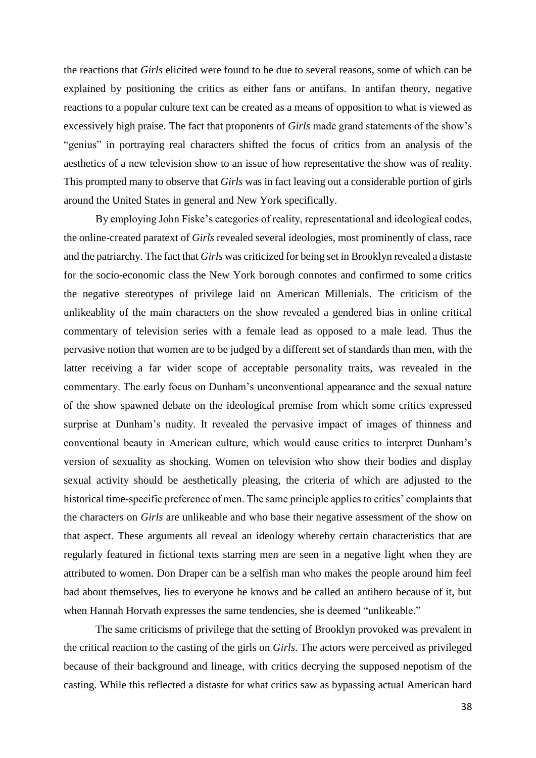the reactions that *Girls* elicited were found to be due to several reasons, some of which can be explained by positioning the critics as either fans or antifans. In antifan theory, negative reactions to a popular culture text can be created as a means of opposition to what is viewed as excessively high praise. The fact that proponents of *Girls* made grand statements of the show's "genius" in portraying real characters shifted the focus of critics from an analysis of the aesthetics of a new television show to an issue of how representative the show was of reality. This prompted many to observe that *Girls* was in fact leaving out a considerable portion of girls around the United States in general and New York specifically.

By employing John Fiske's categories of reality, representational and ideological codes, the online-created paratext of *Girls* revealed several ideologies, most prominently of class, race and the patriarchy. The fact that *Girls* was criticized for being set in Brooklyn revealed a distaste for the socio-economic class the New York borough connotes and confirmed to some critics the negative stereotypes of privilege laid on American Millenials. The criticism of the unlikeablity of the main characters on the show revealed a gendered bias in online critical commentary of television series with a female lead as opposed to a male lead. Thus the pervasive notion that women are to be judged by a different set of standards than men, with the latter receiving a far wider scope of acceptable personality traits, was revealed in the commentary. The early focus on Dunham's unconventional appearance and the sexual nature of the show spawned debate on the ideological premise from which some critics expressed surprise at Dunham's nudity. It revealed the pervasive impact of images of thinness and conventional beauty in American culture, which would cause critics to interpret Dunham's version of sexuality as shocking. Women on television who show their bodies and display sexual activity should be aesthetically pleasing, the criteria of which are adjusted to the historical time-specific preference of men. The same principle applies to critics' complaints that the characters on *Girls* are unlikeable and who base their negative assessment of the show on that aspect. These arguments all reveal an ideology whereby certain characteristics that are regularly featured in fictional texts starring men are seen in a negative light when they are attributed to women. Don Draper can be a selfish man who makes the people around him feel bad about themselves, lies to everyone he knows and be called an antihero because of it, but when Hannah Horvath expresses the same tendencies, she is deemed "unlikeable."

The same criticisms of privilege that the setting of Brooklyn provoked was prevalent in the critical reaction to the casting of the girls on *Girls*. The actors were perceived as privileged because of their background and lineage, with critics decrying the supposed nepotism of the casting. While this reflected a distaste for what critics saw as bypassing actual American hard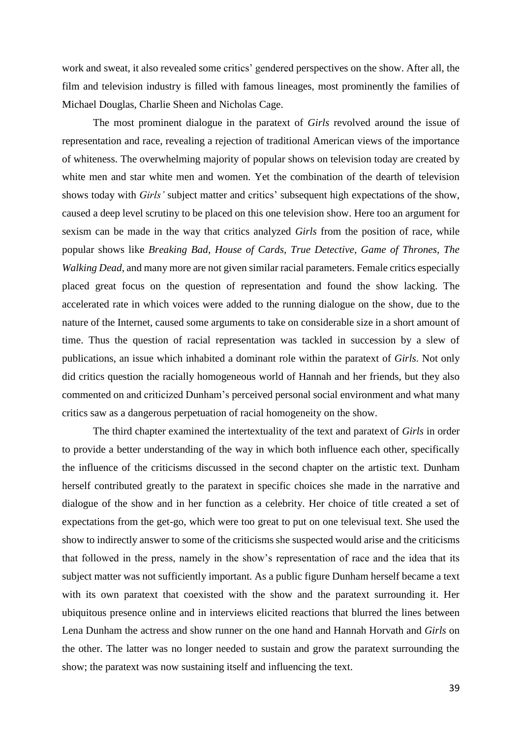work and sweat, it also revealed some critics' gendered perspectives on the show. After all, the film and television industry is filled with famous lineages, most prominently the families of Michael Douglas, Charlie Sheen and Nicholas Cage.

The most prominent dialogue in the paratext of *Girls* revolved around the issue of representation and race, revealing a rejection of traditional American views of the importance of whiteness. The overwhelming majority of popular shows on television today are created by white men and star white men and women. Yet the combination of the dearth of television shows today with *Girls'* subject matter and critics' subsequent high expectations of the show, caused a deep level scrutiny to be placed on this one television show. Here too an argument for sexism can be made in the way that critics analyzed *Girls* from the position of race, while popular shows like *Breaking Bad*, *House of Cards*, *True Detective*, *Game of Thrones*, *The Walking Dead*, and many more are not given similar racial parameters. Female critics especially placed great focus on the question of representation and found the show lacking. The accelerated rate in which voices were added to the running dialogue on the show, due to the nature of the Internet, caused some arguments to take on considerable size in a short amount of time. Thus the question of racial representation was tackled in succession by a slew of publications, an issue which inhabited a dominant role within the paratext of *Girls*. Not only did critics question the racially homogeneous world of Hannah and her friends, but they also commented on and criticized Dunham's perceived personal social environment and what many critics saw as a dangerous perpetuation of racial homogeneity on the show.

The third chapter examined the intertextuality of the text and paratext of *Girls* in order to provide a better understanding of the way in which both influence each other, specifically the influence of the criticisms discussed in the second chapter on the artistic text. Dunham herself contributed greatly to the paratext in specific choices she made in the narrative and dialogue of the show and in her function as a celebrity. Her choice of title created a set of expectations from the get-go, which were too great to put on one televisual text. She used the show to indirectly answer to some of the criticisms she suspected would arise and the criticisms that followed in the press, namely in the show's representation of race and the idea that its subject matter was not sufficiently important. As a public figure Dunham herself became a text with its own paratext that coexisted with the show and the paratext surrounding it. Her ubiquitous presence online and in interviews elicited reactions that blurred the lines between Lena Dunham the actress and show runner on the one hand and Hannah Horvath and *Girls* on the other. The latter was no longer needed to sustain and grow the paratext surrounding the show; the paratext was now sustaining itself and influencing the text.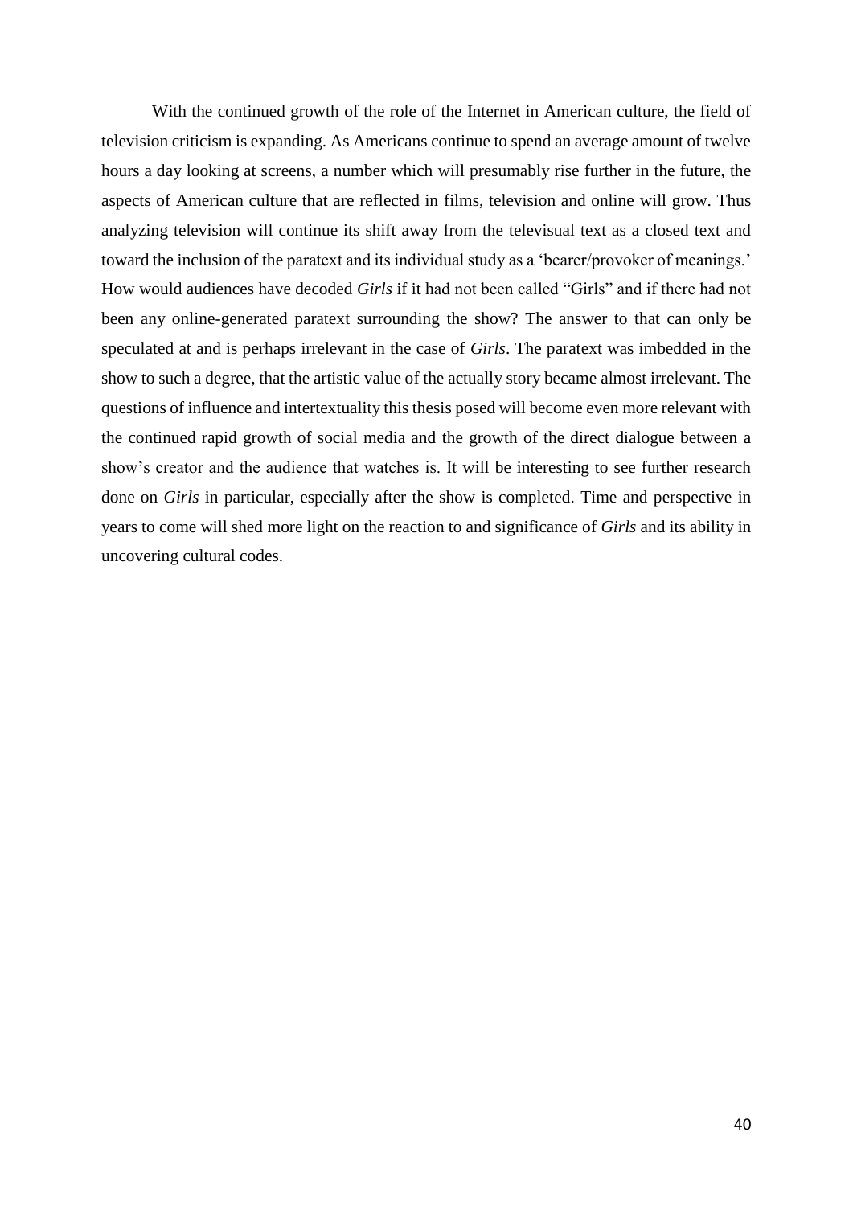With the continued growth of the role of the Internet in American culture, the field of television criticism is expanding. As Americans continue to spend an average amount of twelve hours a day looking at screens, a number which will presumably rise further in the future, the aspects of American culture that are reflected in films, television and online will grow. Thus analyzing television will continue its shift away from the televisual text as a closed text and toward the inclusion of the paratext and its individual study as a 'bearer/provoker of meanings.' How would audiences have decoded *Girls* if it had not been called "Girls" and if there had not been any online-generated paratext surrounding the show? The answer to that can only be speculated at and is perhaps irrelevant in the case of *Girls*. The paratext was imbedded in the show to such a degree, that the artistic value of the actually story became almost irrelevant. The questions of influence and intertextuality this thesis posed will become even more relevant with the continued rapid growth of social media and the growth of the direct dialogue between a show's creator and the audience that watches is. It will be interesting to see further research done on *Girls* in particular, especially after the show is completed. Time and perspective in years to come will shed more light on the reaction to and significance of *Girls* and its ability in uncovering cultural codes.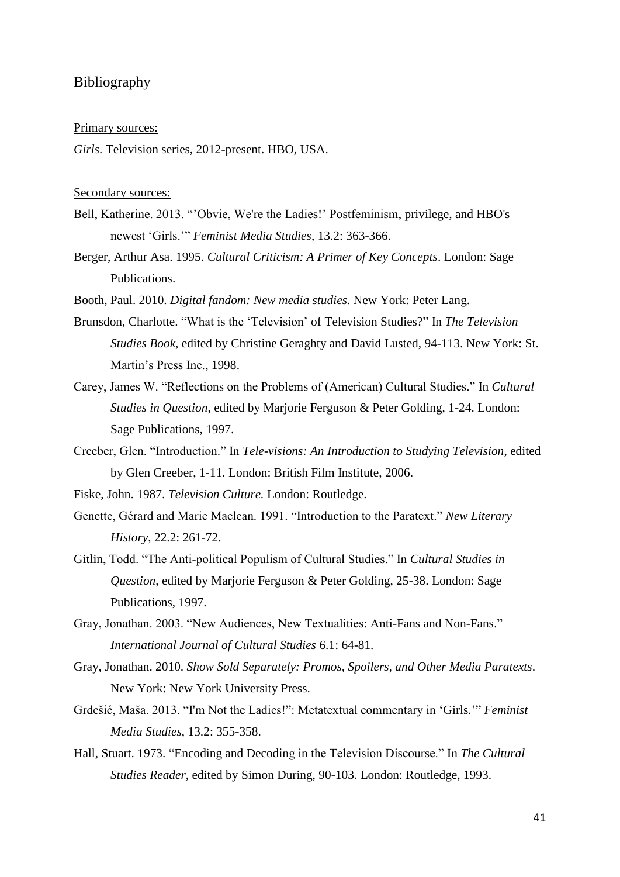# Bibliography

Primary sources:

*Girls*. Television series, 2012-present. HBO, USA.

Secondary sources:

Bell, Katherine. 2013. "'Obvie, We're the Ladies!' Postfeminism, privilege, and HBO's newest 'Girls.'" *Feminist Media Studies*, 13.2: 363-366.

Berger, Arthur Asa. 1995. *Cultural Criticism: A Primer of Key Concepts*. London: Sage Publications.

Booth, Paul. 2010. *Digital fandom: New media studies.* New York: Peter Lang.

Brunsdon, Charlotte. "What is the 'Television' of Television Studies?" In *The Television Studies Book*, edited by Christine Geraghty and David Lusted, 94-113. New York: St. Martin's Press Inc., 1998.

Carey, James W. "Reflections on the Problems of (American) Cultural Studies." In *Cultural Studies in Question*, edited by Marjorie Ferguson & Peter Golding, 1-24. London: Sage Publications, 1997.

Creeber, Glen. "Introduction." In *Tele-visions: An Introduction to Studying Television*, edited by Glen Creeber, 1-11. London: British Film Institute, 2006.

Fiske, John. 1987. *Television Culture.* London: Routledge.

Genette, Gérard and Marie Maclean. 1991. "Introduction to the Paratext." *New Literary History*, 22.2: 261-72.

Gitlin, Todd. "The Anti-political Populism of Cultural Studies." In *Cultural Studies in Question*, edited by Marjorie Ferguson & Peter Golding, 25-38. London: Sage Publications, 1997.

Gray, Jonathan. 2003. "New Audiences, New Textualities: Anti-Fans and Non-Fans." *International Journal of Cultural Studies* 6.1: 64-81.

Gray, Jonathan. 2010. *Show Sold Separately: Promos, Spoilers, and Other Media Paratexts*. New York: New York University Press.

Grdešić, Maša. 2013. "I'm Not the Ladies!": Metatextual commentary in 'Girls.'" *Feminist Media Studies*, 13.2: 355-358.

Hall, Stuart. 1973. "Encoding and Decoding in the Television Discourse." In *The Cultural Studies Reader*, edited by Simon During, 90-103. London: Routledge, 1993.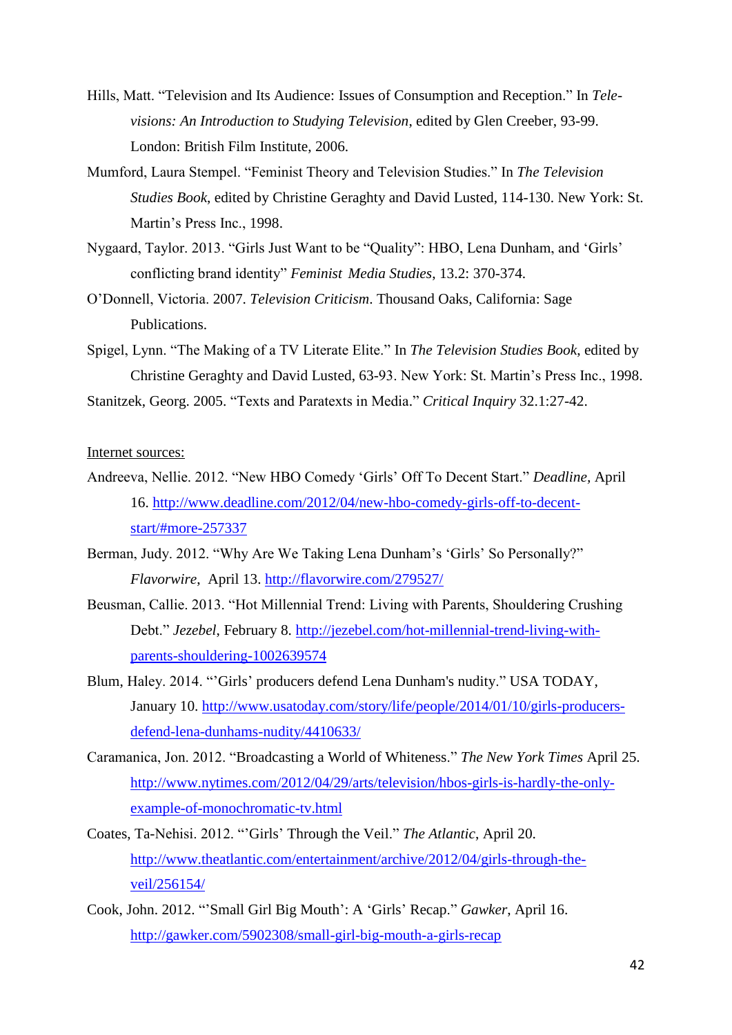Hills, Matt. "Television and Its Audience: Issues of Consumption and Reception." In *Tele-visions: An Introduction to Studying Television*, edited by Glen Creeber, 93-99. London: British Film Institute, 2006.

Mumford, Laura Stempel. "Feminist Theory and Television Studies." In *The Television Studies Book*, edited by Christine Geraghty and David Lusted, 114-130. New York: St. Martin's Press Inc., 1998.

Nygaard, Taylor. 2013. "Girls Just Want to be "Quality": HBO, Lena Dunham, and 'Girls' conflicting brand identity" *Feminist Media Studies*, 13.2: 370-374.

O'Donnell, Victoria. 2007. *Television Criticism*. Thousand Oaks, California: Sage Publications.

Spigel, Lynn. "The Making of a TV Literate Elite." In *The Television Studies Book*, edited by Christine Geraghty and David Lusted, 63-93. New York: St. Martin's Press Inc., 1998.

Stanitzek, Georg. 2005. "Texts and Paratexts in Media." *Critical Inquiry* 32.1:27-42.

Internet sources:

Andreeva, Nellie. 2012. "New HBO Comedy 'Girls' Off To Decent Start." *Deadline*, April 16. http://www.deadline.com/2012/04/new-hbo-comedy-girls-off-to-decent-start/#more-257337

Berman, Judy. 2012. "Why Are We Taking Lena Dunham's 'Girls' So Personally?" *Flavorwire*, April 13. http://flavorwire.com/279527/

Beusman, Callie. 2013. "Hot Millennial Trend: Living with Parents, Shouldering Crushing Debt." *Jezebel*, February 8. http://jezebel.com/hot-millennial-trend-living-with-parents-shouldering-1002639574

Blum, Haley. 2014. "'Girls' producers defend Lena Dunham's nudity." USA TODAY, January 10. http://www.usatoday.com/story/life/people/2014/01/10/girls-producers-defend-lena-dunhams-nudity/4410633/

Caramanica, Jon. 2012. "Broadcasting a World of Whiteness." *The New York Times* April 25. http://www.nytimes.com/2012/04/29/arts/television/hbos-girls-is-hardly-the-only-example-of-monochromatic-tv.html

Coates, Ta-Nehisi. 2012. "'Girls' Through the Veil." *The Atlantic*, April 20. http://www.theatlantic.com/entertainment/archive/2012/04/girls-through-the-veil/256154/

Cook, John. 2012. "'Small Girl Big Mouth': A 'Girls' Recap." *Gawker*, April 16. http://gawker.com/5902308/small-girl-big-mouth-a-girls-recap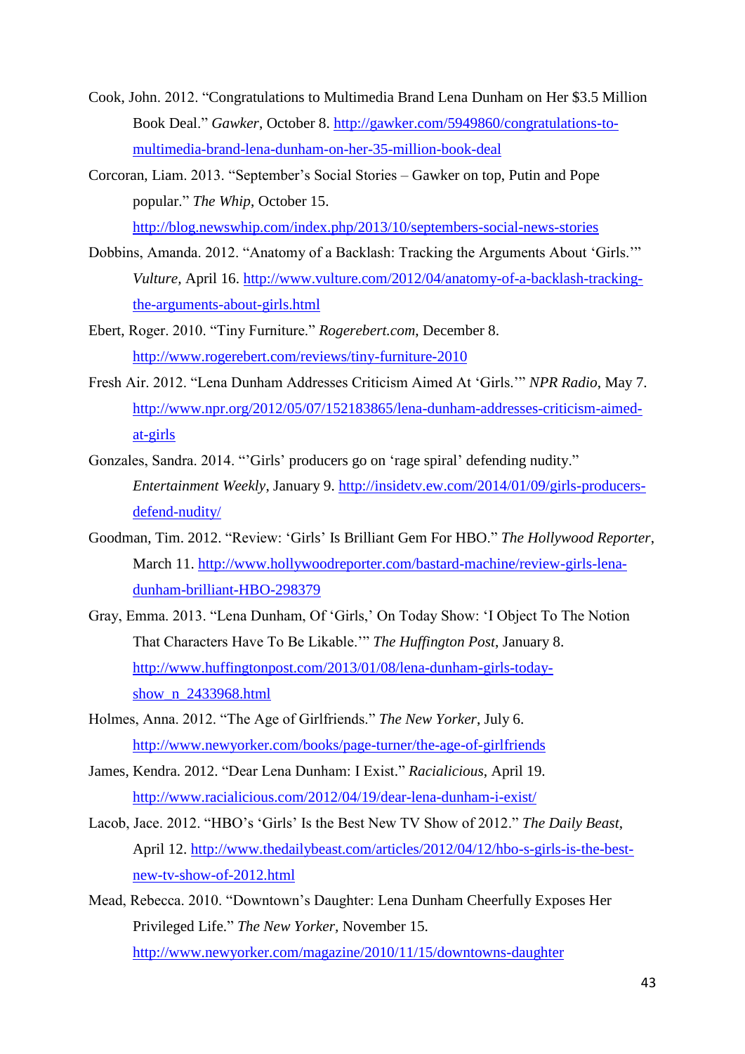Cook, John. 2012. "Congratulations to Multimedia Brand Lena Dunham on Her $3.5 Million Book Deal." *Gawker*, October 8. http://gawker.com/5949860/congratulations-to-multimedia-brand-lena-dunham-on-her-35-million-book-deal

Corcoran, Liam. 2013. "September's Social Stories – Gawker on top, Putin and Pope popular." *The Whip*, October 15. http://blog.newswhip.com/index.php/2013/10/septembers-social-news-stories

Dobbins, Amanda. 2012. "Anatomy of a Backlash: Tracking the Arguments About 'Girls.'" *Vulture*, April 16. http://www.vulture.com/2012/04/anatomy-of-a-backlash-tracking-the-arguments-about-girls.html

Ebert, Roger. 2010. "Tiny Furniture." *Rogerebert.com*, December 8. http://www.rogerebert.com/reviews/tiny-furniture-2010

Fresh Air. 2012. "Lena Dunham Addresses Criticism Aimed At 'Girls.'" *NPR Radio*, May 7. http://www.npr.org/2012/05/07/152183865/lena-dunham-addresses-criticism-aimed-at-girls

Gonzales, Sandra. 2014. "'Girls' producers go on 'rage spiral' defending nudity." *Entertainment Weekly*, January 9. http://insidetv.ew.com/2014/01/09/girls-producers-defend-nudity/

Goodman, Tim. 2012. "Review: 'Girls' Is Brilliant Gem For HBO." *The Hollywood Reporter*, March 11. http://www.hollywoodreporter.com/bastard-machine/review-girls-lena-dunham-brilliant-HBO-298379

Gray, Emma. 2013. "Lena Dunham, Of 'Girls,' On Today Show: 'I Object To The Notion That Characters Have To Be Likable.'" *The Huffington Post*, January 8. http://www.huffingtonpost.com/2013/01/08/lena-dunham-girls-today-show_n_2433968.html

Holmes, Anna. 2012. "The Age of Girlfriends." *The New Yorker*, July 6. http://www.newyorker.com/books/page-turner/the-age-of-girlfriends

James, Kendra. 2012. "Dear Lena Dunham: I Exist." *Racialicious*, April 19. http://www.racialicious.com/2012/04/19/dear-lena-dunham-i-exist/

Lacob, Jace. 2012. "HBO's 'Girls' Is the Best New TV Show of 2012." *The Daily Beast*, April 12. http://www.thedailybeast.com/articles/2012/04/12/hbo-s-girls-is-the-best-new-tv-show-of-2012.html

Mead, Rebecca. 2010. "Downtown's Daughter: Lena Dunham Cheerfully Exposes Her Privileged Life." *The New Yorker*, November 15. http://www.newyorker.com/magazine/2010/11/15/downtowns-daughter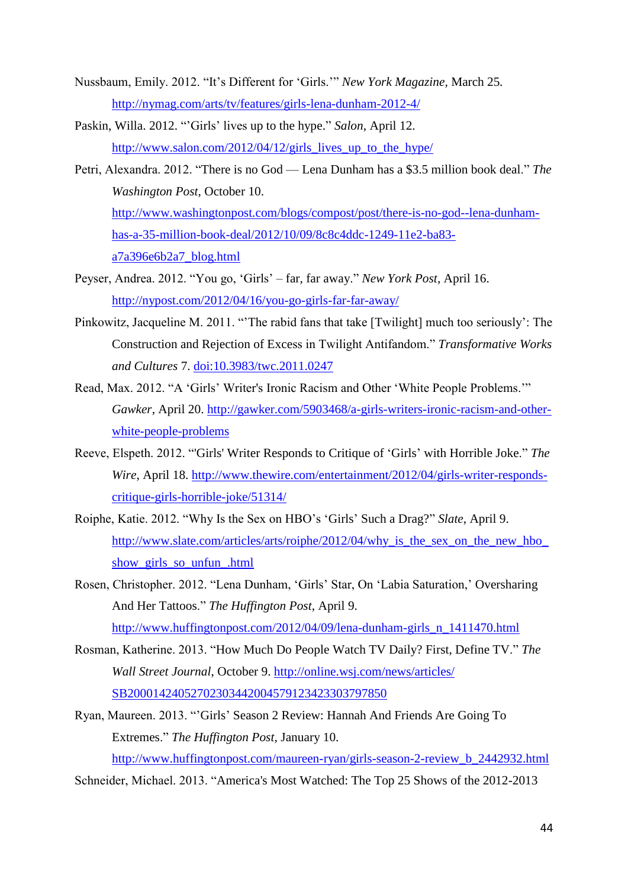Nussbaum, Emily. 2012. "It's Different for 'Girls.'" *New York Magazine*, March 25. http://nymag.com/arts/tv/features/girls-lena-dunham-2012-4/

Paskin, Willa. 2012. "'Girls' lives up to the hype." *Salon*, April 12. http://www.salon.com/2012/04/12/girls_lives_up_to_the_hype/

Petri, Alexandra. 2012. "There is no God — Lena Dunham has a $3.5 million book deal." *The Washington Post*, October 10. http://www.washingtonpost.com/blogs/compost/post/there-is-no-god--lena-dunham-has-a-35-million-book-deal/2012/10/09/8c8c4ddc-1249-11e2-ba83-a7a396e6b2a7_blog.html

Peyser, Andrea. 2012. "You go, 'Girls' – far, far away." *New York Post*, April 16. http://nypost.com/2012/04/16/you-go-girls-far-far-away/

Pinkowitz, Jacqueline M. 2011. "'The rabid fans that take [Twilight] much too seriously': The Construction and Rejection of Excess in Twilight Antifandom." *Transformative Works and Cultures* 7. doi:10.3983/twc.2011.0247

Read, Max. 2012. "A 'Girls' Writer's Ironic Racism and Other 'White People Problems.'" *Gawker*, April 20. http://gawker.com/5903468/a-girls-writers-ironic-racism-and-other-white-people-problems

Reeve, Elspeth. 2012. "'Girls' Writer Responds to Critique of 'Girls' with Horrible Joke." *The Wire*, April 18. http://www.thewire.com/entertainment/2012/04/girls-writer-responds-critique-girls-horrible-joke/51314/

Roiphe, Katie. 2012. "Why Is the Sex on HBO's 'Girls' Such a Drag?" *Slate*, April 9. http://www.slate.com/articles/arts/roiphe/2012/04/why_is_the_sex_on_the_new_hbo_show_girls_so_unfun_.html

Rosen, Christopher. 2012. "Lena Dunham, 'Girls' Star, On 'Labia Saturation,' Oversharing And Her Tattoos." *The Huffington Post*, April 9. http://www.huffingtonpost.com/2012/04/09/lena-dunham-girls_n_1411470.html

Rosman, Katherine. 2013. "How Much Do People Watch TV Daily? First, Define TV." *The Wall Street Journal*, October 9. http://online.wsj.com/news/articles/SB20001424052702303442004579123423303797850

Ryan, Maureen. 2013. "'Girls' Season 2 Review: Hannah And Friends Are Going To Extremes." *The Huffington Post*, January 10. http://www.huffingtonpost.com/maureen-ryan/girls-season-2-review_b_2442932.html

Schneider, Michael. 2013. "America's Most Watched: The Top 25 Shows of the 2012-2013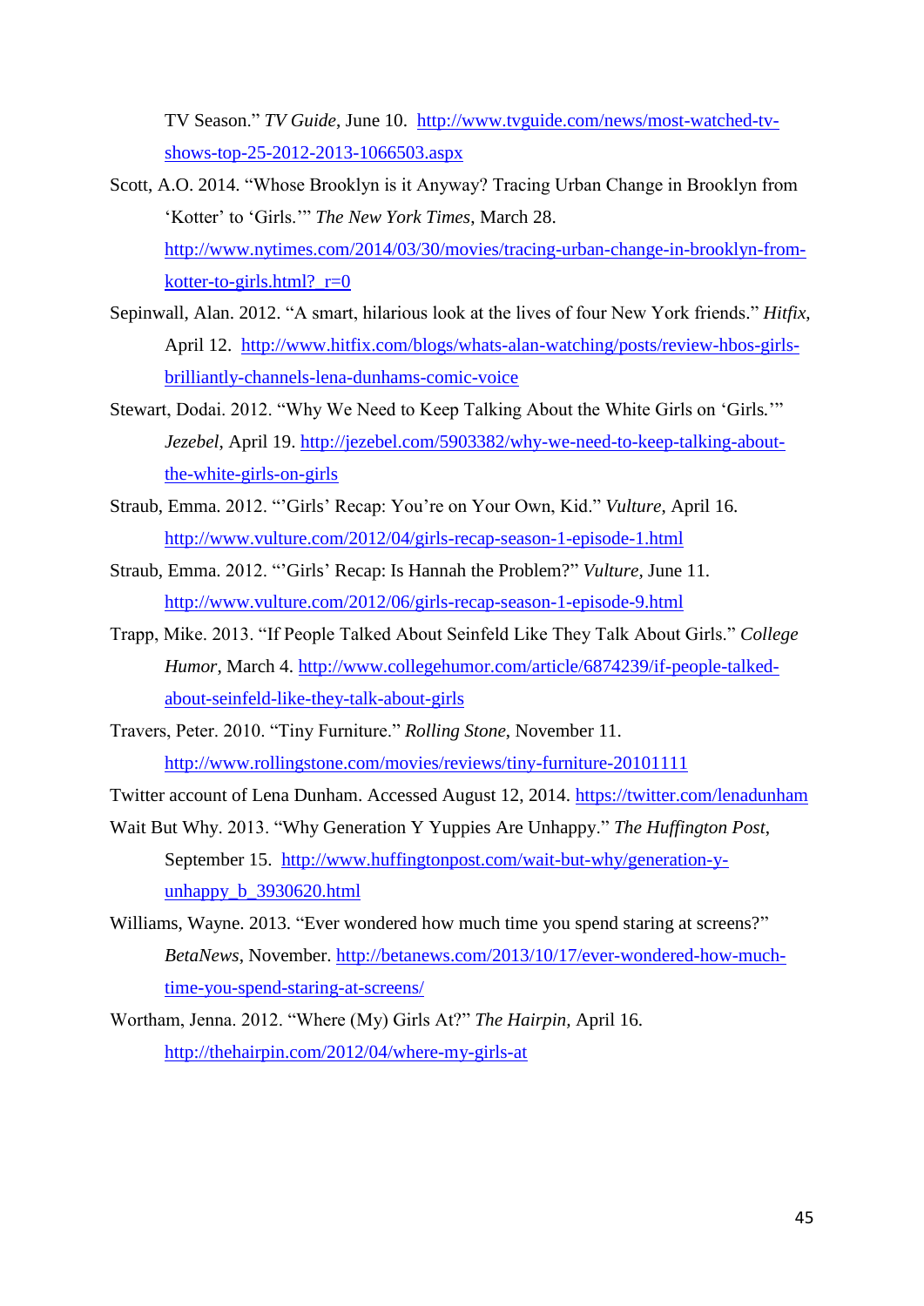TV Season." *TV Guide*, June 10. http://www.tvguide.com/news/most-watched-tv-shows-top-25-2012-2013-1066503.aspx

Scott, A.O. 2014. "Whose Brooklyn is it Anyway? Tracing Urban Change in Brooklyn from 'Kotter' to 'Girls.'" *The New York Times*, March 28. http://www.nytimes.com/2014/03/30/movies/tracing-urban-change-in-brooklyn-from-kotter-to-girls.html?_r=0

Sepinwall, Alan. 2012. "A smart, hilarious look at the lives of four New York friends." *Hitfix*, April 12. http://www.hitfix.com/blogs/whats-alan-watching/posts/review-hbos-girls-brilliantly-channels-lena-dunhams-comic-voice

Stewart, Dodai. 2012. "Why We Need to Keep Talking About the White Girls on 'Girls.'" *Jezebel*, April 19. http://jezebel.com/5903382/why-we-need-to-keep-talking-about-the-white-girls-on-girls

Straub, Emma. 2012. "'Girls' Recap: You're on Your Own, Kid." *Vulture*, April 16. http://www.vulture.com/2012/04/girls-recap-season-1-episode-1.html

Straub, Emma. 2012. "'Girls' Recap: Is Hannah the Problem?" *Vulture*, June 11. http://www.vulture.com/2012/06/girls-recap-season-1-episode-9.html

Trapp, Mike. 2013. "If People Talked About Seinfeld Like They Talk About Girls." *College Humor*, March 4. http://www.collegehumor.com/article/6874239/if-people-talked-about-seinfeld-like-they-talk-about-girls

Travers, Peter. 2010. "Tiny Furniture." *Rolling Stone*, November 11. http://www.rollingstone.com/movies/reviews/tiny-furniture-20101111

Twitter account of Lena Dunham. Accessed August 12, 2014. https://twitter.com/lenadunham

Wait But Why. 2013. "Why Generation Y Yuppies Are Unhappy." *The Huffington Post*, September 15. http://www.huffingtonpost.com/wait-but-why/generation-y-unhappy_b_3930620.html

Williams, Wayne. 2013. "Ever wondered how much time you spend staring at screens?" *BetaNews*, November. http://betanews.com/2013/10/17/ever-wondered-how-much-time-you-spend-staring-at-screens/

Wortham, Jenna. 2012. "Where (My) Girls At?" *The Hairpin*, April 16. http://thehairpin.com/2012/04/where-my-girls-at